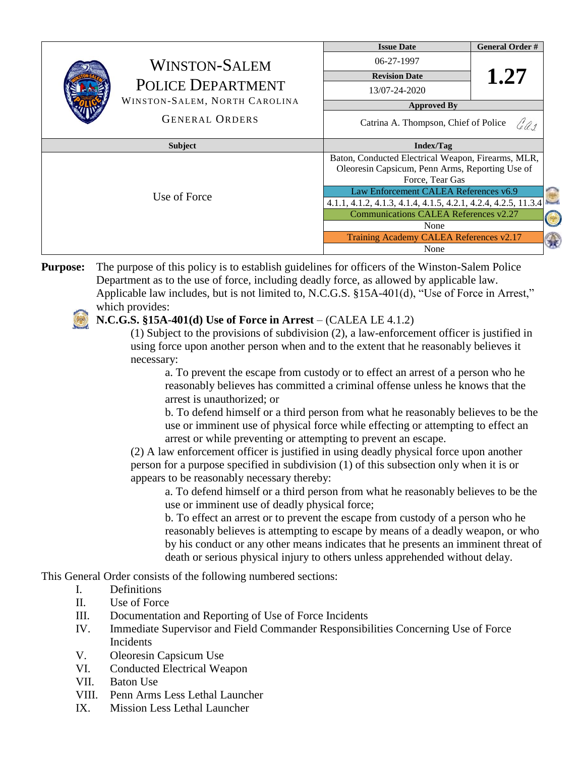| WINSTON-SALEM POLICE DEPARTMENT<br>WINSTON-SALEM, NORTH CAROLINA<br>GENERAL ORDERS | Issue Date | General Order # |
|---|---|---|
| | 06-27-1997 | 1.27 |
| | Revision Date | |
| | 13/07-24-2020 | |
| | Approved By | |
| | Catrina A. Thompson, Chief of Police | |

| Subject | Index/Tag |
|---|---|
| Use of Force | Baton, Conducted Electrical Weapon, Firearms, MLR, Oleoresin Capsicum, Penn Arms, Reporting Use of Force, Tear Gas |
| | Law Enforcement CALEA References v6.9 |
| | 4.1.1, 4.1.2, 4.1.3, 4.1.4, 4.1.5, 4.2.1, 4.2.4, 4.2.5, 11.3.4 |
| | Communications CALEA References v2.27 |
| | None |
| | Training Academy CALEA References v2.17 |
| | None |

**Purpose:** The purpose of this policy is to establish guidelines for officers of the Winston-Salem Police Department as to the use of force, including deadly force, as allowed by applicable law. Applicable law includes, but is not limited to, N.C.G.S. §15A-401(d), "Use of Force in Arrest," which provides:

**N.C.G.S. §15A-401(d) Use of Force in Arrest** – (CALEA LE 4.1.2)

(1) Subject to the provisions of subdivision (2), a law-enforcement officer is justified in using force upon another person when and to the extent that he reasonably believes it necessary:

a. To prevent the escape from custody or to effect an arrest of a person who he reasonably believes has committed a criminal offense unless he knows that the arrest is unauthorized; or

b. To defend himself or a third person from what he reasonably believes to be the use or imminent use of physical force while effecting or attempting to effect an arrest or while preventing or attempting to prevent an escape.

(2) A law enforcement officer is justified in using deadly physical force upon another person for a purpose specified in subdivision (1) of this subsection only when it is or appears to be reasonably necessary thereby:

a. To defend himself or a third person from what he reasonably believes to be the use or imminent use of deadly physical force;

b. To effect an arrest or to prevent the escape from custody of a person who he reasonably believes is attempting to escape by means of a deadly weapon, or who by his conduct or any other means indicates that he presents an imminent threat of death or serious physical injury to others unless apprehended without delay.

This General Order consists of the following numbered sections:

I. Definitions
II. Use of Force
III. Documentation and Reporting of Use of Force Incidents
IV. Immediate Supervisor and Field Commander Responsibilities Concerning Use of Force Incidents
V. Oleoresin Capsicum Use
VI. Conducted Electrical Weapon
VII. Baton Use
VIII. Penn Arms Less Lethal Launcher
IX. Mission Less Lethal Launcher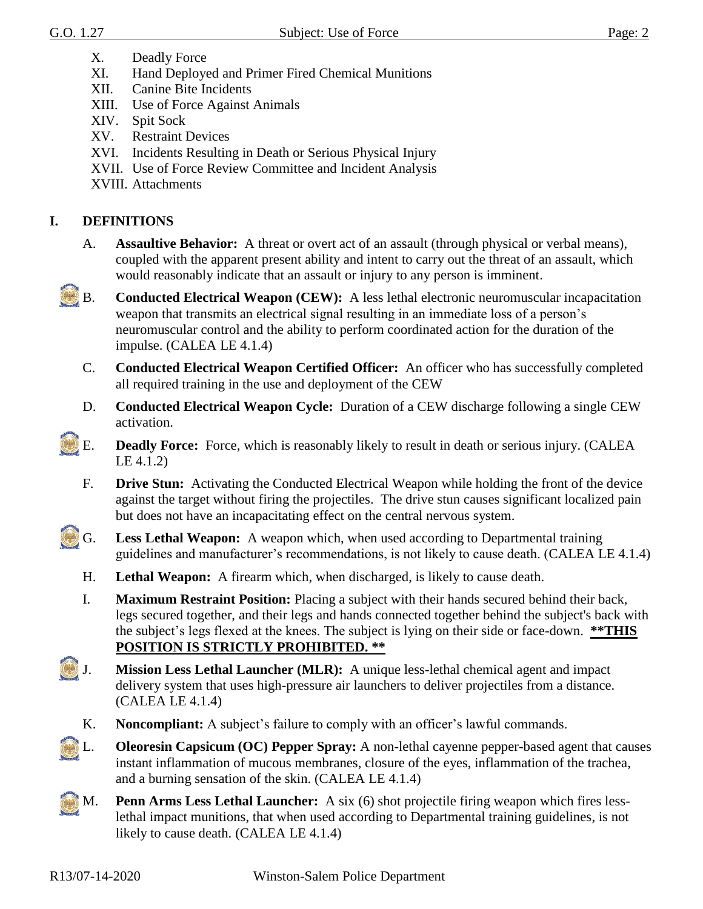X. Deadly Force
XI. Hand Deployed and Primer Fired Chemical Munitions
XII. Canine Bite Incidents
XIII. Use of Force Against Animals
XIV. Spit Sock
XV. Restraint Devices
XVI. Incidents Resulting in Death or Serious Physical Injury
XVII. Use of Force Review Committee and Incident Analysis
XVIII. Attachments

## I. DEFINITIONS

A. **Assaultive Behavior:** A threat or overt act of an assault (through physical or verbal means), coupled with the apparent present ability and intent to carry out the threat of an assault, which would reasonably indicate that an assault or injury to any person is imminent.

B. **Conducted Electrical Weapon (CEW):** A less lethal electronic neuromuscular incapacitation weapon that transmits an electrical signal resulting in an immediate loss of a person's neuromuscular control and the ability to perform coordinated action for the duration of the impulse. (CALEA LE 4.1.4)

C. **Conducted Electrical Weapon Certified Officer:** An officer who has successfully completed all required training in the use and deployment of the CEW

D. **Conducted Electrical Weapon Cycle:** Duration of a CEW discharge following a single CEW activation.

E. **Deadly Force:** Force, which is reasonably likely to result in death or serious injury. (CALEA LE 4.1.2)

F. **Drive Stun:** Activating the Conducted Electrical Weapon while holding the front of the device against the target without firing the projectiles. The drive stun causes significant localized pain but does not have an incapacitating effect on the central nervous system.

G. **Less Lethal Weapon:** A weapon which, when used according to Departmental training guidelines and manufacturer's recommendations, is not likely to cause death. (CALEA LE 4.1.4)

H. **Lethal Weapon:** A firearm which, when discharged, is likely to cause death.

I. **Maximum Restraint Position:** Placing a subject with their hands secured behind their back, legs secured together, and their legs and hands connected together behind the subject's back with the subject's legs flexed at the knees. The subject is lying on their side or face-down. **<u>**THIS POSITION IS STRICTLY PROHIBITED. **</u>**

J. **Mission Less Lethal Launcher (MLR):** A unique less-lethal chemical agent and impact delivery system that uses high-pressure air launchers to deliver projectiles from a distance. (CALEA LE 4.1.4)

K. **Noncompliant:** A subject's failure to comply with an officer's lawful commands.

L. **Oleoresin Capsicum (OC) Pepper Spray:** A non-lethal cayenne pepper-based agent that causes instant inflammation of mucous membranes, closure of the eyes, inflammation of the trachea, and a burning sensation of the skin. (CALEA LE 4.1.4)

M. **Penn Arms Less Lethal Launcher:** A six (6) shot projectile firing weapon which fires less-lethal impact munitions, that when used according to Departmental training guidelines, is not likely to cause death. (CALEA LE 4.1.4)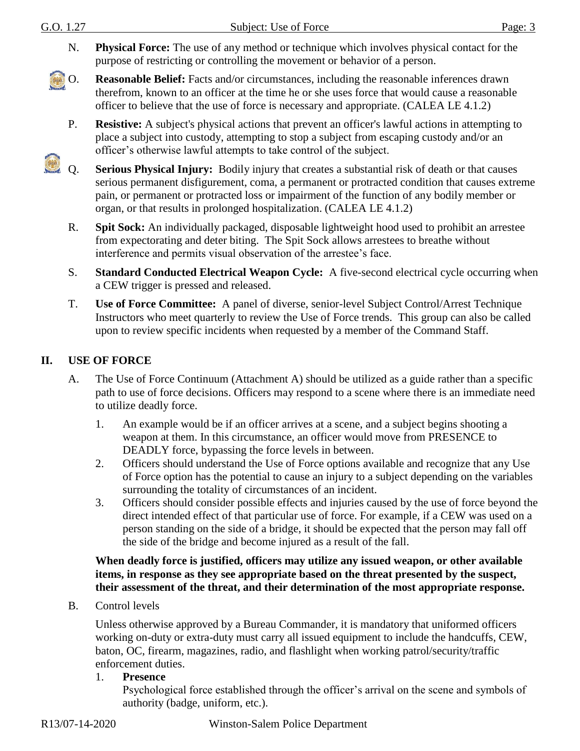N. **Physical Force:** The use of any method or technique which involves physical contact for the purpose of restricting or controlling the movement or behavior of a person.

O. **Reasonable Belief:** Facts and/or circumstances, including the reasonable inferences drawn therefrom, known to an officer at the time he or she uses force that would cause a reasonable officer to believe that the use of force is necessary and appropriate. (CALEA LE 4.1.2)

P. **Resistive:** A subject's physical actions that prevent an officer's lawful actions in attempting to place a subject into custody, attempting to stop a subject from escaping custody and/or an officer's otherwise lawful attempts to take control of the subject.

Q. **Serious Physical Injury:** Bodily injury that creates a substantial risk of death or that causes serious permanent disfigurement, coma, a permanent or protracted condition that causes extreme pain, or permanent or protracted loss or impairment of the function of any bodily member or organ, or that results in prolonged hospitalization. (CALEA LE 4.1.2)

R. **Spit Sock:** An individually packaged, disposable lightweight hood used to prohibit an arrestee from expectorating and deter biting. The Spit Sock allows arrestees to breathe without interference and permits visual observation of the arrestee's face.

S. **Standard Conducted Electrical Weapon Cycle:** A five-second electrical cycle occurring when a CEW trigger is pressed and released.

T. **Use of Force Committee:** A panel of diverse, senior-level Subject Control/Arrest Technique Instructors who meet quarterly to review the Use of Force trends. This group can also be called upon to review specific incidents when requested by a member of the Command Staff.

## II. USE OF FORCE

A. The Use of Force Continuum (Attachment A) should be utilized as a guide rather than a specific path to use of force decisions. Officers may respond to a scene where there is an immediate need to utilize deadly force.

1. An example would be if an officer arrives at a scene, and a subject begins shooting a weapon at them. In this circumstance, an officer would move from PRESENCE to DEADLY force, bypassing the force levels in between.
2. Officers should understand the Use of Force options available and recognize that any Use of Force option has the potential to cause an injury to a subject depending on the variables surrounding the totality of circumstances of an incident.
3. Officers should consider possible effects and injuries caused by the use of force beyond the direct intended effect of that particular use of force. For example, if a CEW was used on a person standing on the side of a bridge, it should be expected that the person may fall off the side of the bridge and become injured as a result of the fall.

**When deadly force is justified, officers may utilize any issued weapon, or other available items, in response as they see appropriate based on the threat presented by the suspect, their assessment of the threat, and their determination of the most appropriate response.**

B. Control levels

Unless otherwise approved by a Bureau Commander, it is mandatory that uniformed officers working on-duty or extra-duty must carry all issued equipment to include the handcuffs, CEW, baton, OC, firearm, magazines, radio, and flashlight when working patrol/security/traffic enforcement duties.

1. **Presence**
   Psychological force established through the officer's arrival on the scene and symbols of authority (badge, uniform, etc.).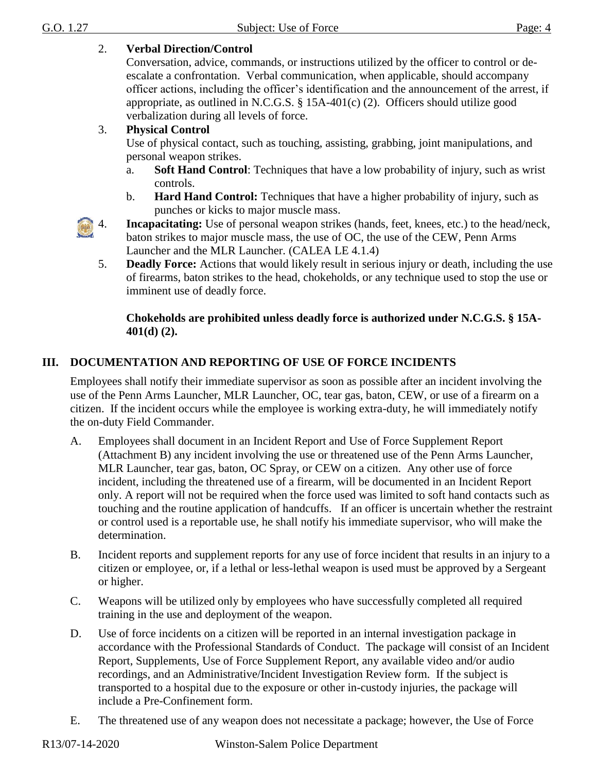2. **Verbal Direction/Control**
   Conversation, advice, commands, or instructions utilized by the officer to control or de-escalate a confrontation. Verbal communication, when applicable, should accompany officer actions, including the officer's identification and the announcement of the arrest, if appropriate, as outlined in N.C.G.S. § 15A-401(c) (2). Officers should utilize good verbalization during all levels of force.

3. **Physical Control**
   Use of physical contact, such as touching, assisting, grabbing, joint manipulations, and personal weapon strikes.
   a. **Soft Hand Control**: Techniques that have a low probability of injury, such as wrist controls.
   b. **Hard Hand Control:** Techniques that have a higher probability of injury, such as punches or kicks to major muscle mass.

4. **Incapacitating:** Use of personal weapon strikes (hands, feet, knees, etc.) to the head/neck, baton strikes to major muscle mass, the use of OC, the use of the CEW, Penn Arms Launcher and the MLR Launcher. (CALEA LE 4.1.4)

5. **Deadly Force:** Actions that would likely result in serious injury or death, including the use of firearms, baton strikes to the head, chokeholds, or any technique used to stop the use or imminent use of deadly force.

   **Chokeholds are prohibited unless deadly force is authorized under N.C.G.S. § 15A-401(d) (2).**

## III. DOCUMENTATION AND REPORTING OF USE OF FORCE INCIDENTS

Employees shall notify their immediate supervisor as soon as possible after an incident involving the use of the Penn Arms Launcher, MLR Launcher, OC, tear gas, baton, CEW, or use of a firearm on a citizen. If the incident occurs while the employee is working extra-duty, he will immediately notify the on-duty Field Commander.

A. Employees shall document in an Incident Report and Use of Force Supplement Report (Attachment B) any incident involving the use or threatened use of the Penn Arms Launcher, MLR Launcher, tear gas, baton, OC Spray, or CEW on a citizen. Any other use of force incident, including the threatened use of a firearm, will be documented in an Incident Report only. A report will not be required when the force used was limited to soft hand contacts such as touching and the routine application of handcuffs. If an officer is uncertain whether the restraint or control used is a reportable use, he shall notify his immediate supervisor, who will make the determination.

B. Incident reports and supplement reports for any use of force incident that results in an injury to a citizen or employee, or, if a lethal or less-lethal weapon is used must be approved by a Sergeant or higher.

C. Weapons will be utilized only by employees who have successfully completed all required training in the use and deployment of the weapon.

D. Use of force incidents on a citizen will be reported in an internal investigation package in accordance with the Professional Standards of Conduct. The package will consist of an Incident Report, Supplements, Use of Force Supplement Report, any available video and/or audio recordings, and an Administrative/Incident Investigation Review form. If the subject is transported to a hospital due to the exposure or other in-custody injuries, the package will include a Pre-Confinement form.

E. The threatened use of any weapon does not necessitate a package; however, the Use of Force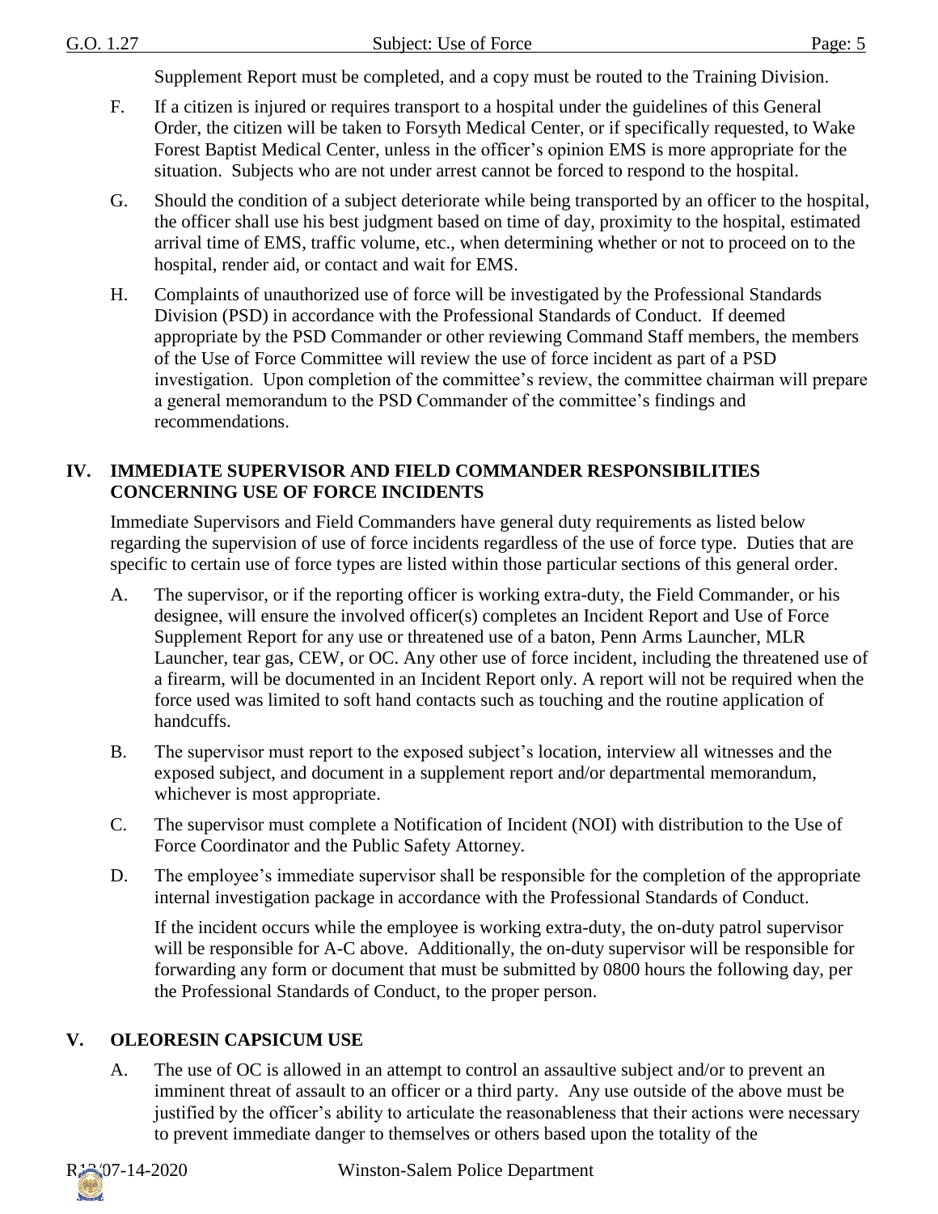Supplement Report must be completed, and a copy must be routed to the Training Division.

F. If a citizen is injured or requires transport to a hospital under the guidelines of this General Order, the citizen will be taken to Forsyth Medical Center, or if specifically requested, to Wake Forest Baptist Medical Center, unless in the officer's opinion EMS is more appropriate for the situation. Subjects who are not under arrest cannot be forced to respond to the hospital.

G. Should the condition of a subject deteriorate while being transported by an officer to the hospital, the officer shall use his best judgment based on time of day, proximity to the hospital, estimated arrival time of EMS, traffic volume, etc., when determining whether or not to proceed on to the hospital, render aid, or contact and wait for EMS.

H. Complaints of unauthorized use of force will be investigated by the Professional Standards Division (PSD) in accordance with the Professional Standards of Conduct. If deemed appropriate by the PSD Commander or other reviewing Command Staff members, the members of the Use of Force Committee will review the use of force incident as part of a PSD investigation. Upon completion of the committee's review, the committee chairman will prepare a general memorandum to the PSD Commander of the committee's findings and recommendations.

## IV. IMMEDIATE SUPERVISOR AND FIELD COMMANDER RESPONSIBILITIES CONCERNING USE OF FORCE INCIDENTS

Immediate Supervisors and Field Commanders have general duty requirements as listed below regarding the supervision of use of force incidents regardless of the use of force type. Duties that are specific to certain use of force types are listed within those particular sections of this general order.

A. The supervisor, or if the reporting officer is working extra-duty, the Field Commander, or his designee, will ensure the involved officer(s) completes an Incident Report and Use of Force Supplement Report for any use or threatened use of a baton, Penn Arms Launcher, MLR Launcher, tear gas, CEW, or OC. Any other use of force incident, including the threatened use of a firearm, will be documented in an Incident Report only. A report will not be required when the force used was limited to soft hand contacts such as touching and the routine application of handcuffs.

B. The supervisor must report to the exposed subject's location, interview all witnesses and the exposed subject, and document in a supplement report and/or departmental memorandum, whichever is most appropriate.

C. The supervisor must complete a Notification of Incident (NOI) with distribution to the Use of Force Coordinator and the Public Safety Attorney.

D. The employee's immediate supervisor shall be responsible for the completion of the appropriate internal investigation package in accordance with the Professional Standards of Conduct.

If the incident occurs while the employee is working extra-duty, the on-duty patrol supervisor will be responsible for A-C above. Additionally, the on-duty supervisor will be responsible for forwarding any form or document that must be submitted by 0800 hours the following day, per the Professional Standards of Conduct, to the proper person.

## V. OLEORESIN CAPSICUM USE

A. The use of OC is allowed in an attempt to control an assaultive subject and/or to prevent an imminent threat of assault to an officer or a third party. Any use outside of the above must be justified by the officer's ability to articulate the reasonableness that their actions were necessary to prevent immediate danger to themselves or others based upon the totality of the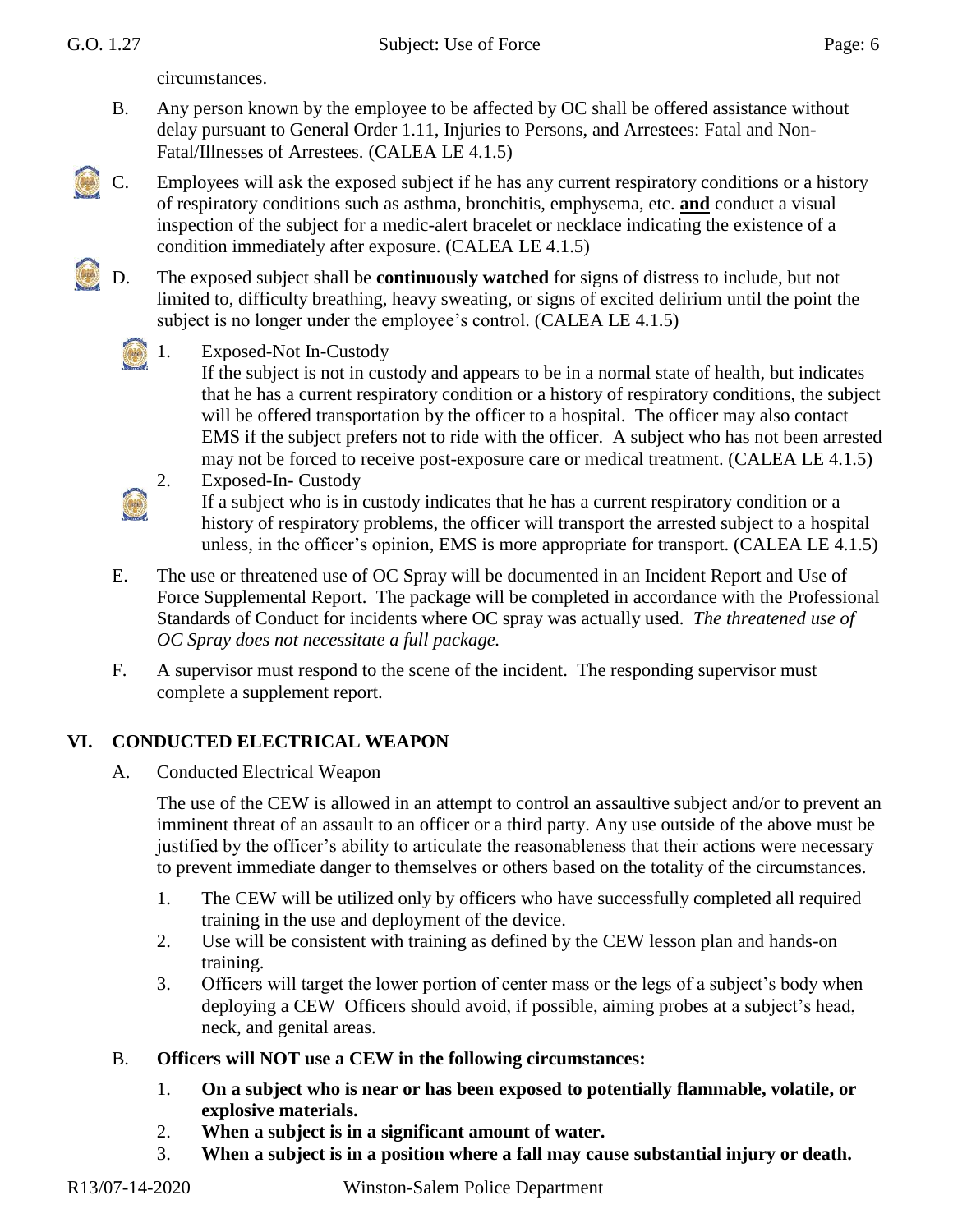circumstances.

B. Any person known by the employee to be affected by OC shall be offered assistance without delay pursuant to General Order 1.11, Injuries to Persons, and Arrestees: Fatal and Non-Fatal/Illnesses of Arrestees. (CALEA LE 4.1.5)

C. Employees will ask the exposed subject if he has any current respiratory conditions or a history of respiratory conditions such as asthma, bronchitis, emphysema, etc. **and** conduct a visual inspection of the subject for a medic-alert bracelet or necklace indicating the existence of a condition immediately after exposure. (CALEA LE 4.1.5)

D. The exposed subject shall be **continuously watched** for signs of distress to include, but not limited to, difficulty breathing, heavy sweating, or signs of excited delirium until the point the subject is no longer under the employee's control. (CALEA LE 4.1.5)

1. Exposed-Not In-Custody
   If the subject is not in custody and appears to be in a normal state of health, but indicates that he has a current respiratory condition or a history of respiratory conditions, the subject will be offered transportation by the officer to a hospital. The officer may also contact EMS if the subject prefers not to ride with the officer. A subject who has not been arrested may not be forced to receive post-exposure care or medical treatment. (CALEA LE 4.1.5)
2. Exposed-In- Custody
   If a subject who is in custody indicates that he has a current respiratory condition or a history of respiratory problems, the officer will transport the arrested subject to a hospital unless, in the officer's opinion, EMS is more appropriate for transport. (CALEA LE 4.1.5)

E. The use or threatened use of OC Spray will be documented in an Incident Report and Use of Force Supplemental Report. The package will be completed in accordance with the Professional Standards of Conduct for incidents where OC spray was actually used. *The threatened use of OC Spray does not necessitate a full package.*

F. A supervisor must respond to the scene of the incident. The responding supervisor must complete a supplement report.

## VI. CONDUCTED ELECTRICAL WEAPON

A. Conducted Electrical Weapon

The use of the CEW is allowed in an attempt to control an assaultive subject and/or to prevent an imminent threat of an assault to an officer or a third party. Any use outside of the above must be justified by the officer's ability to articulate the reasonableness that their actions were necessary to prevent immediate danger to themselves or others based on the totality of the circumstances.

1. The CEW will be utilized only by officers who have successfully completed all required training in the use and deployment of the device.
2. Use will be consistent with training as defined by the CEW lesson plan and hands-on training.
3. Officers will target the lower portion of center mass or the legs of a subject's body when deploying a CEW Officers should avoid, if possible, aiming probes at a subject's head, neck, and genital areas.

B. **Officers will NOT use a CEW in the following circumstances:**

1. **On a subject who is near or has been exposed to potentially flammable, volatile, or explosive materials.**
2. **When a subject is in a significant amount of water.**
3. **When a subject is in a position where a fall may cause substantial injury or death.**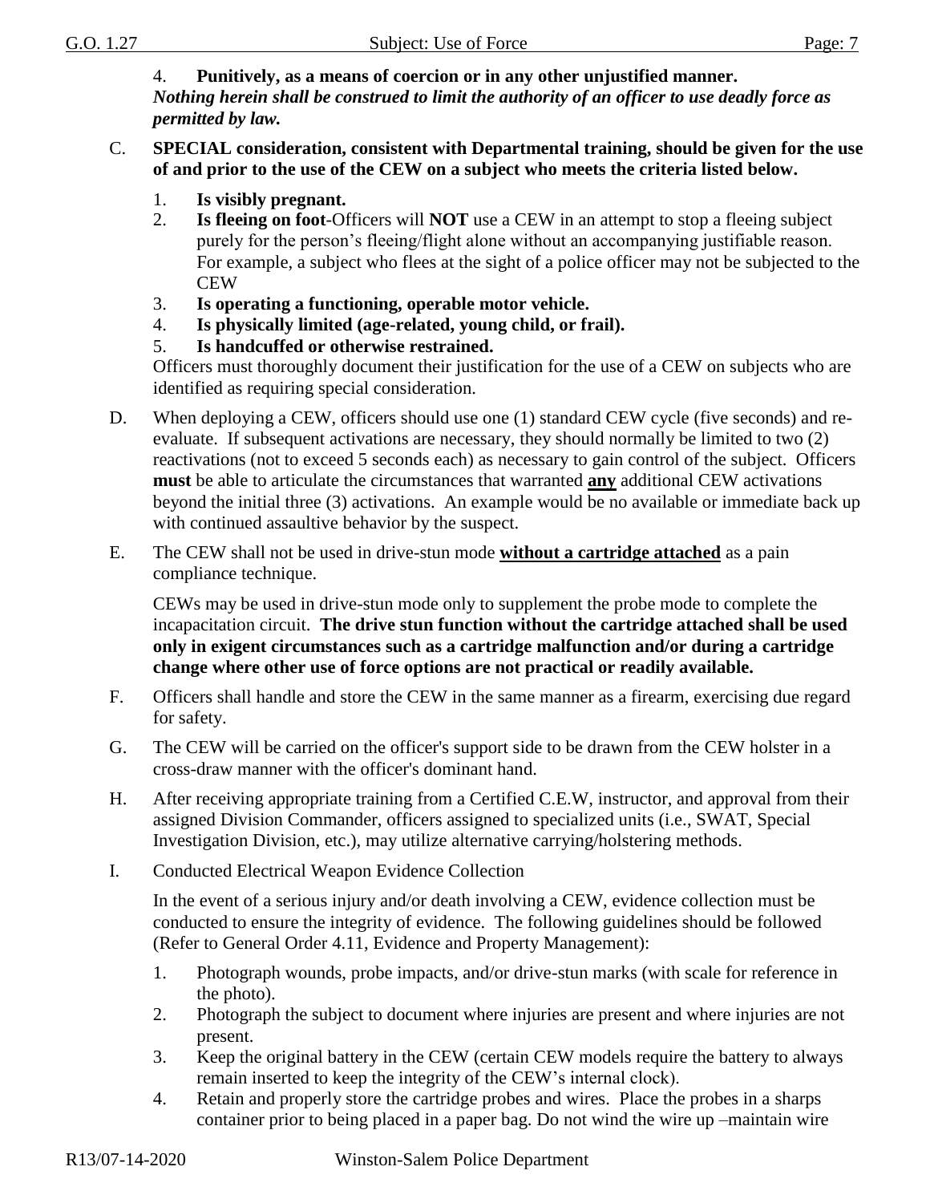4. **Punitively, as a means of coercion or in any other unjustified manner.**

***Nothing herein shall be construed to limit the authority of an officer to use deadly force as permitted by law.***

C. **SPECIAL consideration, consistent with Departmental training, should be given for the use of and prior to the use of the CEW on a subject who meets the criteria listed below.**

1. **Is visibly pregnant.**
2. **Is fleeing on foot**-Officers will **NOT** use a CEW in an attempt to stop a fleeing subject purely for the person's fleeing/flight alone without an accompanying justifiable reason. For example, a subject who flees at the sight of a police officer may not be subjected to the CEW
3. **Is operating a functioning, operable motor vehicle.**
4. **Is physically limited (age-related, young child, or frail).**
5. **Is handcuffed or otherwise restrained.**

Officers must thoroughly document their justification for the use of a CEW on subjects who are identified as requiring special consideration.

D. When deploying a CEW, officers should use one (1) standard CEW cycle (five seconds) and re-evaluate. If subsequent activations are necessary, they should normally be limited to two (2) reactivations (not to exceed 5 seconds each) as necessary to gain control of the subject. Officers **must** be able to articulate the circumstances that warranted **<u>any</u>** additional CEW activations beyond the initial three (3) activations. An example would be no available or immediate back up with continued assaultive behavior by the suspect.

E. The CEW shall not be used in drive-stun mode **<u>without a cartridge attached</u>** as a pain compliance technique.

CEWs may be used in drive-stun mode only to supplement the probe mode to complete the incapacitation circuit. **The drive stun function without the cartridge attached shall be used only in exigent circumstances such as a cartridge malfunction and/or during a cartridge change where other use of force options are not practical or readily available.**

F. Officers shall handle and store the CEW in the same manner as a firearm, exercising due regard for safety.

G. The CEW will be carried on the officer's support side to be drawn from the CEW holster in a cross-draw manner with the officer's dominant hand.

H. After receiving appropriate training from a Certified C.E.W, instructor, and approval from their assigned Division Commander, officers assigned to specialized units (i.e., SWAT, Special Investigation Division, etc.), may utilize alternative carrying/holstering methods.

I. Conducted Electrical Weapon Evidence Collection

In the event of a serious injury and/or death involving a CEW, evidence collection must be conducted to ensure the integrity of evidence. The following guidelines should be followed (Refer to General Order 4.11, Evidence and Property Management):

1. Photograph wounds, probe impacts, and/or drive-stun marks (with scale for reference in the photo).
2. Photograph the subject to document where injuries are present and where injuries are not present.
3. Keep the original battery in the CEW (certain CEW models require the battery to always remain inserted to keep the integrity of the CEW's internal clock).
4. Retain and properly store the cartridge probes and wires. Place the probes in a sharps container prior to being placed in a paper bag. Do not wind the wire up –maintain wire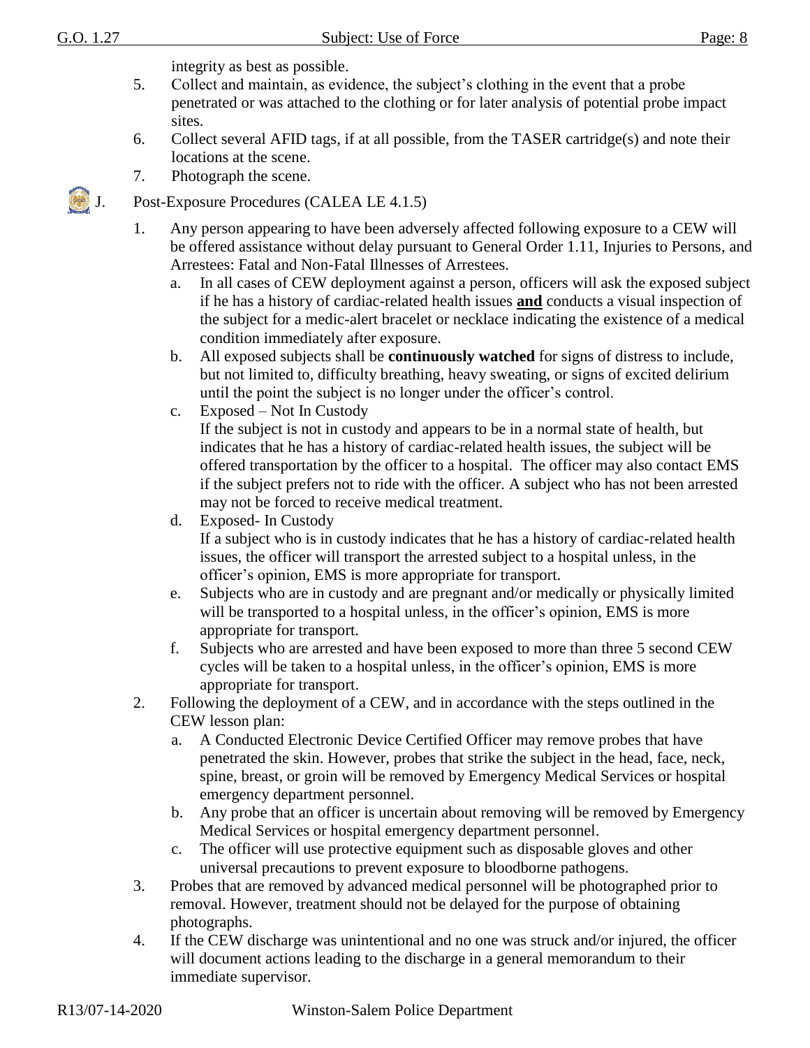integrity as best as possible.

5. Collect and maintain, as evidence, the subject's clothing in the event that a probe penetrated or was attached to the clothing or for later analysis of potential probe impact sites.
6. Collect several AFID tags, if at all possible, from the TASER cartridge(s) and note their locations at the scene.
7. Photograph the scene.

J. Post-Exposure Procedures (CALEA LE 4.1.5)

1. Any person appearing to have been adversely affected following exposure to a CEW will be offered assistance without delay pursuant to General Order 1.11, Injuries to Persons, and Arrestees: Fatal and Non-Fatal Illnesses of Arrestees.
   a. In all cases of CEW deployment against a person, officers will ask the exposed subject if he has a history of cardiac-related health issues **and** conducts a visual inspection of the subject for a medic-alert bracelet or necklace indicating the existence of a medical condition immediately after exposure.
   b. All exposed subjects shall be **continuously watched** for signs of distress to include, but not limited to, difficulty breathing, heavy sweating, or signs of excited delirium until the point the subject is no longer under the officer's control.
   c. Exposed – Not In Custody
      If the subject is not in custody and appears to be in a normal state of health, but indicates that he has a history of cardiac-related health issues, the subject will be offered transportation by the officer to a hospital. The officer may also contact EMS if the subject prefers not to ride with the officer. A subject who has not been arrested may not be forced to receive medical treatment.
   d. Exposed- In Custody
      If a subject who is in custody indicates that he has a history of cardiac-related health issues, the officer will transport the arrested subject to a hospital unless, in the officer's opinion, EMS is more appropriate for transport.
   e. Subjects who are in custody and are pregnant and/or medically or physically limited will be transported to a hospital unless, in the officer's opinion, EMS is more appropriate for transport.
   f. Subjects who are arrested and have been exposed to more than three 5 second CEW cycles will be taken to a hospital unless, in the officer's opinion, EMS is more appropriate for transport.
2. Following the deployment of a CEW, and in accordance with the steps outlined in the CEW lesson plan:
   a. A Conducted Electronic Device Certified Officer may remove probes that have penetrated the skin. However, probes that strike the subject in the head, face, neck, spine, breast, or groin will be removed by Emergency Medical Services or hospital emergency department personnel.
   b. Any probe that an officer is uncertain about removing will be removed by Emergency Medical Services or hospital emergency department personnel.
   c. The officer will use protective equipment such as disposable gloves and other universal precautions to prevent exposure to bloodborne pathogens.
3. Probes that are removed by advanced medical personnel will be photographed prior to removal. However, treatment should not be delayed for the purpose of obtaining photographs.
4. If the CEW discharge was unintentional and no one was struck and/or injured, the officer will document actions leading to the discharge in a general memorandum to their immediate supervisor.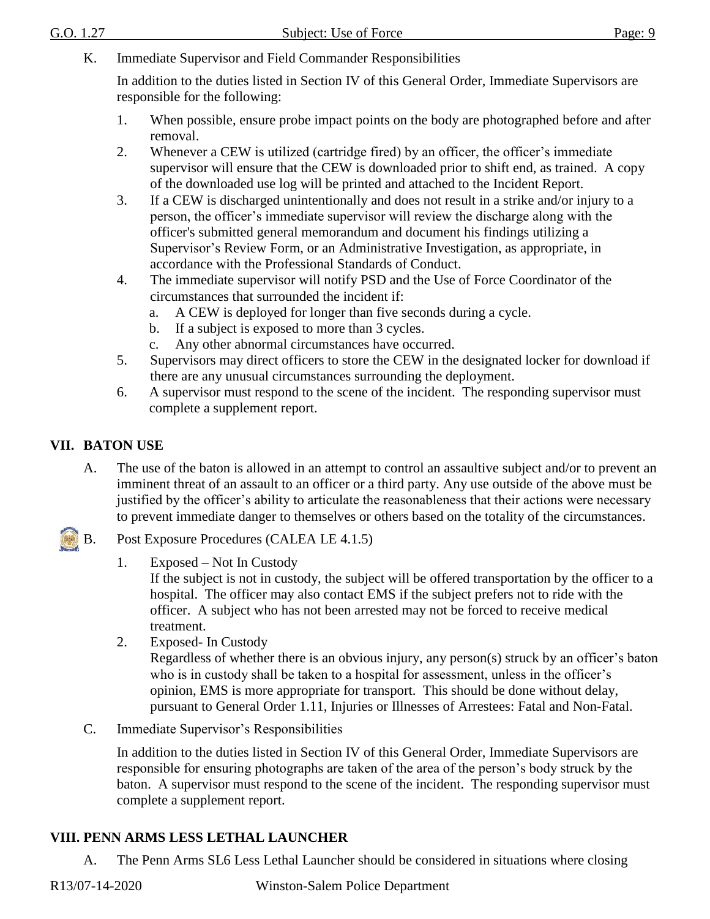K. Immediate Supervisor and Field Commander Responsibilities

In addition to the duties listed in Section IV of this General Order, Immediate Supervisors are responsible for the following:

1. When possible, ensure probe impact points on the body are photographed before and after removal.
2. Whenever a CEW is utilized (cartridge fired) by an officer, the officer's immediate supervisor will ensure that the CEW is downloaded prior to shift end, as trained. A copy of the downloaded use log will be printed and attached to the Incident Report.
3. If a CEW is discharged unintentionally and does not result in a strike and/or injury to a person, the officer's immediate supervisor will review the discharge along with the officer's submitted general memorandum and document his findings utilizing a Supervisor's Review Form, or an Administrative Investigation, as appropriate, in accordance with the Professional Standards of Conduct.
4. The immediate supervisor will notify PSD and the Use of Force Coordinator of the circumstances that surrounded the incident if:
   a. A CEW is deployed for longer than five seconds during a cycle.
   b. If a subject is exposed to more than 3 cycles.
   c. Any other abnormal circumstances have occurred.
5. Supervisors may direct officers to store the CEW in the designated locker for download if there are any unusual circumstances surrounding the deployment.
6. A supervisor must respond to the scene of the incident. The responding supervisor must complete a supplement report.

## VII. BATON USE

A. The use of the baton is allowed in an attempt to control an assaultive subject and/or to prevent an imminent threat of an assault to an officer or a third party. Any use outside of the above must be justified by the officer's ability to articulate the reasonableness that their actions were necessary to prevent immediate danger to themselves or others based on the totality of the circumstances.

B. Post Exposure Procedures (CALEA LE 4.1.5)

1. Exposed – Not In Custody
   If the subject is not in custody, the subject will be offered transportation by the officer to a hospital. The officer may also contact EMS if the subject prefers not to ride with the officer. A subject who has not been arrested may not be forced to receive medical treatment.
2. Exposed- In Custody
   Regardless of whether there is an obvious injury, any person(s) struck by an officer's baton who is in custody shall be taken to a hospital for assessment, unless in the officer's opinion, EMS is more appropriate for transport. This should be done without delay, pursuant to General Order 1.11, Injuries or Illnesses of Arrestees: Fatal and Non-Fatal.

C. Immediate Supervisor's Responsibilities

In addition to the duties listed in Section IV of this General Order, Immediate Supervisors are responsible for ensuring photographs are taken of the area of the person's body struck by the baton. A supervisor must respond to the scene of the incident. The responding supervisor must complete a supplement report.

## VIII. PENN ARMS LESS LETHAL LAUNCHER

A. The Penn Arms SL6 Less Lethal Launcher should be considered in situations where closing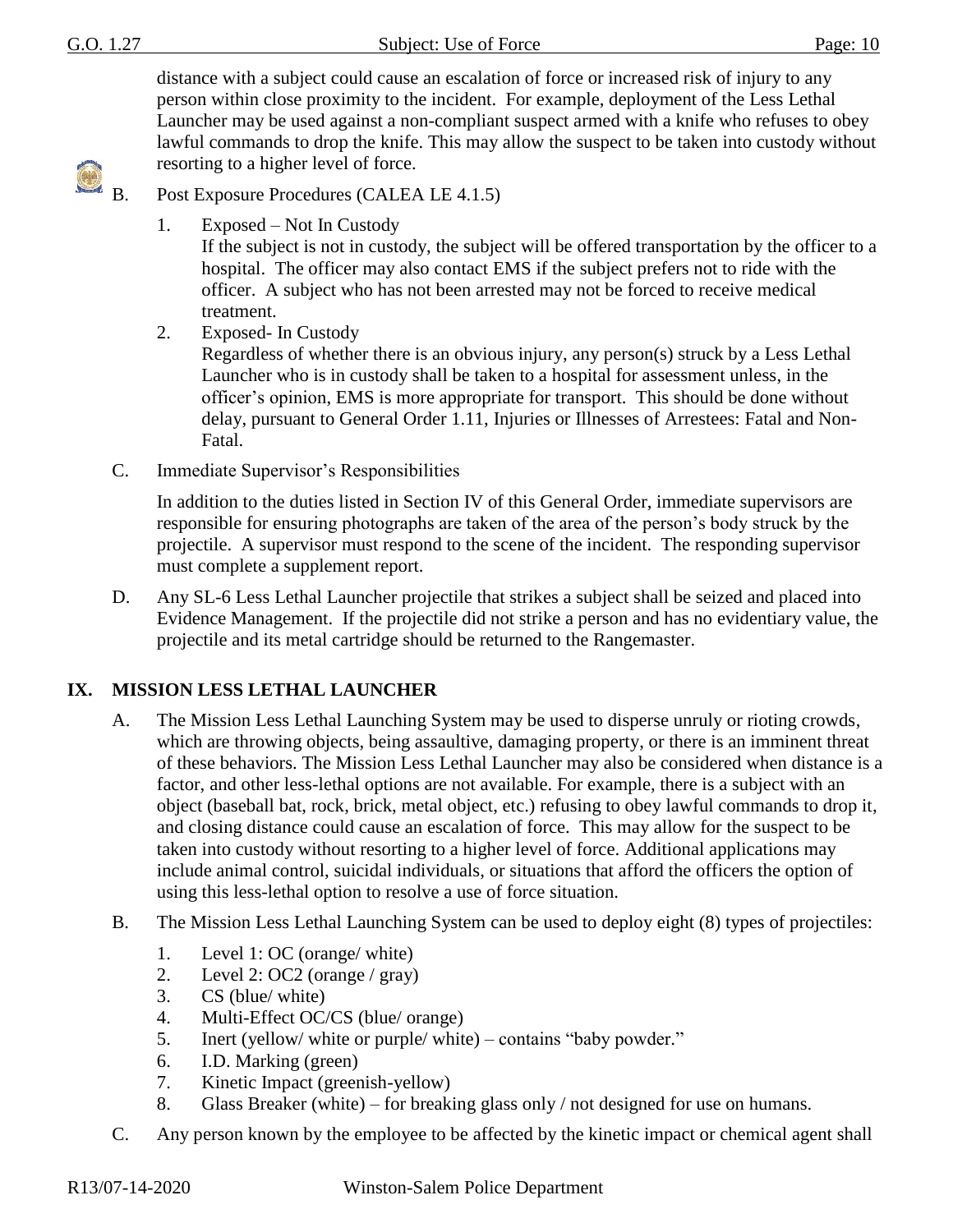distance with a subject could cause an escalation of force or increased risk of injury to any person within close proximity to the incident. For example, deployment of the Less Lethal Launcher may be used against a non-compliant suspect armed with a knife who refuses to obey lawful commands to drop the knife. This may allow the suspect to be taken into custody without resorting to a higher level of force.

B. Post Exposure Procedures (CALEA LE 4.1.5)

1. Exposed – Not In Custody
   If the subject is not in custody, the subject will be offered transportation by the officer to a hospital. The officer may also contact EMS if the subject prefers not to ride with the officer. A subject who has not been arrested may not be forced to receive medical treatment.
2. Exposed- In Custody
   Regardless of whether there is an obvious injury, any person(s) struck by a Less Lethal Launcher who is in custody shall be taken to a hospital for assessment unless, in the officer's opinion, EMS is more appropriate for transport. This should be done without delay, pursuant to General Order 1.11, Injuries or Illnesses of Arrestees: Fatal and Non-Fatal.

C. Immediate Supervisor's Responsibilities

In addition to the duties listed in Section IV of this General Order, immediate supervisors are responsible for ensuring photographs are taken of the area of the person's body struck by the projectile. A supervisor must respond to the scene of the incident. The responding supervisor must complete a supplement report.

D. Any SL-6 Less Lethal Launcher projectile that strikes a subject shall be seized and placed into Evidence Management. If the projectile did not strike a person and has no evidentiary value, the projectile and its metal cartridge should be returned to the Rangemaster.

## IX. MISSION LESS LETHAL LAUNCHER

A. The Mission Less Lethal Launching System may be used to disperse unruly or rioting crowds, which are throwing objects, being assaultive, damaging property, or there is an imminent threat of these behaviors. The Mission Less Lethal Launcher may also be considered when distance is a factor, and other less-lethal options are not available. For example, there is a subject with an object (baseball bat, rock, brick, metal object, etc.) refusing to obey lawful commands to drop it, and closing distance could cause an escalation of force. This may allow for the suspect to be taken into custody without resorting to a higher level of force. Additional applications may include animal control, suicidal individuals, or situations that afford the officers the option of using this less-lethal option to resolve a use of force situation.

B. The Mission Less Lethal Launching System can be used to deploy eight (8) types of projectiles:

1. Level 1: OC (orange/ white)
2. Level 2: OC2 (orange / gray)
3. CS (blue/ white)
4. Multi-Effect OC/CS (blue/ orange)
5. Inert (yellow/ white or purple/ white) – contains "baby powder."
6. I.D. Marking (green)
7. Kinetic Impact (greenish-yellow)
8. Glass Breaker (white) – for breaking glass only / not designed for use on humans.

C. Any person known by the employee to be affected by the kinetic impact or chemical agent shall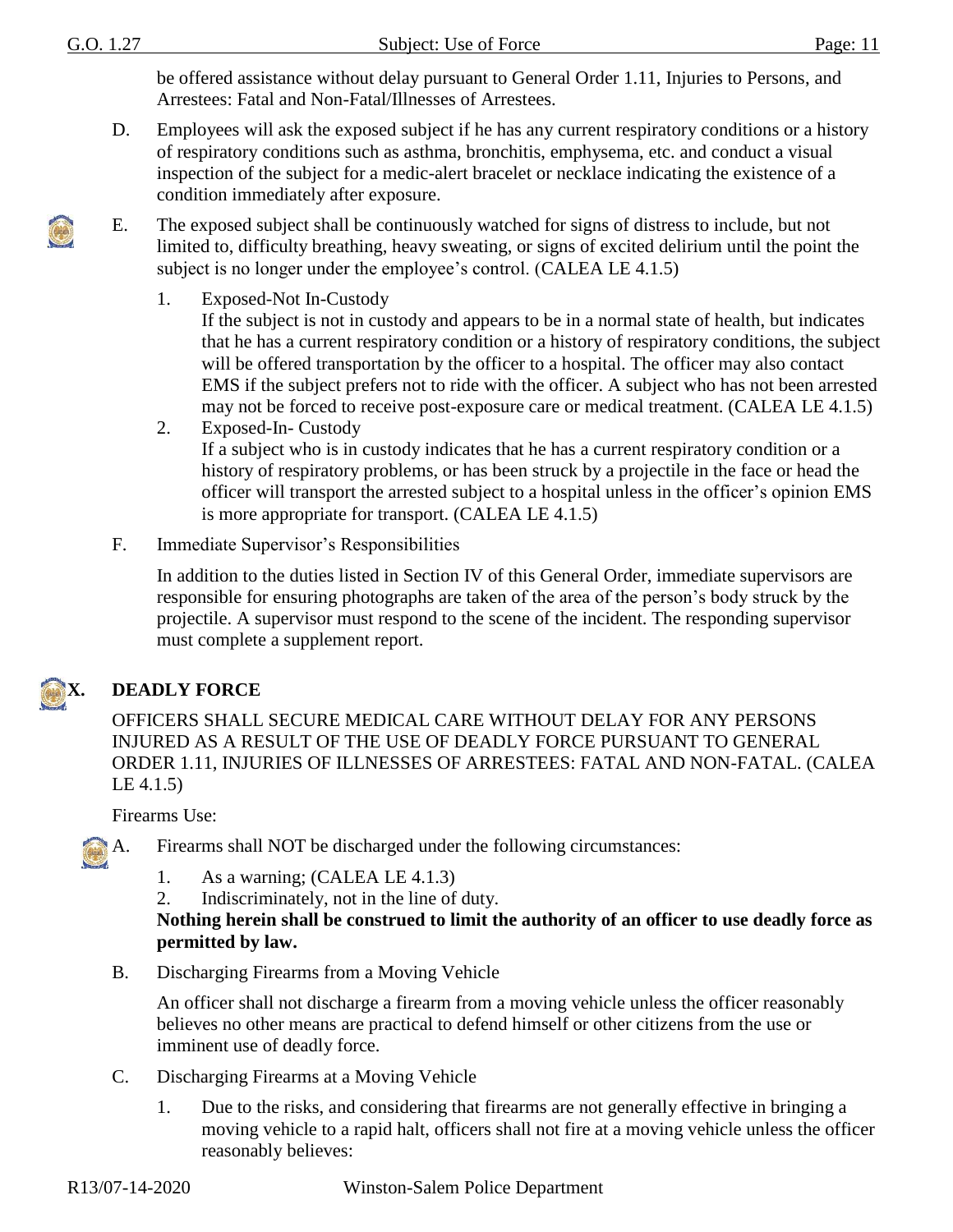be offered assistance without delay pursuant to General Order 1.11, Injuries to Persons, and Arrestees: Fatal and Non-Fatal/Illnesses of Arrestees.

D. Employees will ask the exposed subject if he has any current respiratory conditions or a history of respiratory conditions such as asthma, bronchitis, emphysema, etc. and conduct a visual inspection of the subject for a medic-alert bracelet or necklace indicating the existence of a condition immediately after exposure.

E. The exposed subject shall be continuously watched for signs of distress to include, but not limited to, difficulty breathing, heavy sweating, or signs of excited delirium until the point the subject is no longer under the employee's control. (CALEA LE 4.1.5)

1. Exposed-Not In-Custody
   If the subject is not in custody and appears to be in a normal state of health, but indicates that he has a current respiratory condition or a history of respiratory conditions, the subject will be offered transportation by the officer to a hospital. The officer may also contact EMS if the subject prefers not to ride with the officer. A subject who has not been arrested may not be forced to receive post-exposure care or medical treatment. (CALEA LE 4.1.5)
2. Exposed-In- Custody
   If a subject who is in custody indicates that he has a current respiratory condition or a history of respiratory problems, or has been struck by a projectile in the face or head the officer will transport the arrested subject to a hospital unless in the officer's opinion EMS is more appropriate for transport. (CALEA LE 4.1.5)

F. Immediate Supervisor's Responsibilities

In addition to the duties listed in Section IV of this General Order, immediate supervisors are responsible for ensuring photographs are taken of the area of the person's body struck by the projectile. A supervisor must respond to the scene of the incident. The responding supervisor must complete a supplement report.

## X. DEADLY FORCE

OFFICERS SHALL SECURE MEDICAL CARE WITHOUT DELAY FOR ANY PERSONS INJURED AS A RESULT OF THE USE OF DEADLY FORCE PURSUANT TO GENERAL ORDER 1.11, INJURIES OF ILLNESSES OF ARRESTEES: FATAL AND NON-FATAL. (CALEA LE 4.1.5)

Firearms Use:

A. Firearms shall NOT be discharged under the following circumstances:

1. As a warning; (CALEA LE 4.1.3)
2. Indiscriminately, not in the line of duty.

**Nothing herein shall be construed to limit the authority of an officer to use deadly force as permitted by law.**

B. Discharging Firearms from a Moving Vehicle

An officer shall not discharge a firearm from a moving vehicle unless the officer reasonably believes no other means are practical to defend himself or other citizens from the use or imminent use of deadly force.

C. Discharging Firearms at a Moving Vehicle

1. Due to the risks, and considering that firearms are not generally effective in bringing a moving vehicle to a rapid halt, officers shall not fire at a moving vehicle unless the officer reasonably believes: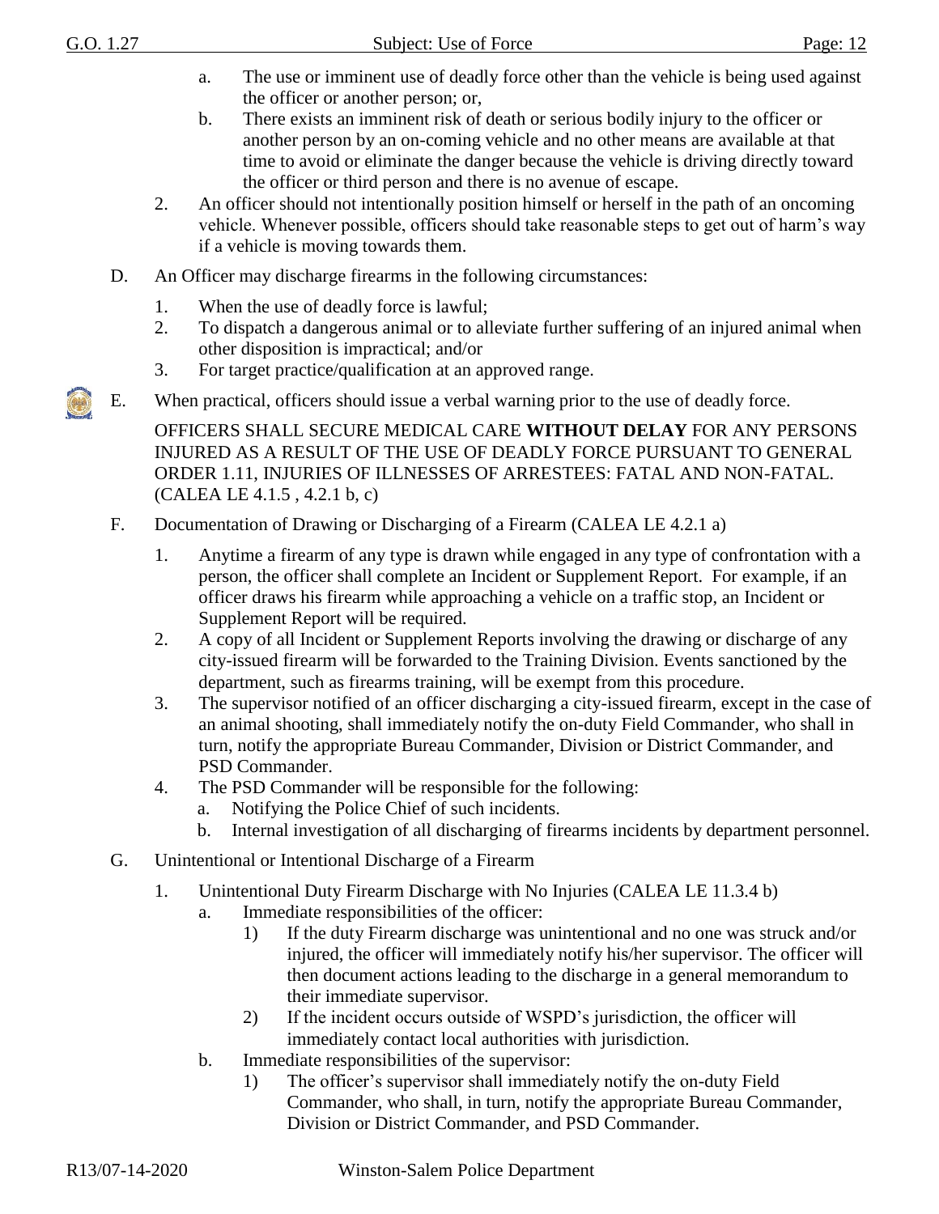a. The use or imminent use of deadly force other than the vehicle is being used against the officer or another person; or,
b. There exists an imminent risk of death or serious bodily injury to the officer or another person by an on-coming vehicle and no other means are available at that time to avoid or eliminate the danger because the vehicle is driving directly toward the officer or third person and there is no avenue of escape.

2. An officer should not intentionally position himself or herself in the path of an oncoming vehicle. Whenever possible, officers should take reasonable steps to get out of harm's way if a vehicle is moving towards them.

D. An Officer may discharge firearms in the following circumstances:

1. When the use of deadly force is lawful;
2. To dispatch a dangerous animal or to alleviate further suffering of an injured animal when other disposition is impractical; and/or
3. For target practice/qualification at an approved range.

E. When practical, officers should issue a verbal warning prior to the use of deadly force.

OFFICERS SHALL SECURE MEDICAL CARE **WITHOUT DELAY** FOR ANY PERSONS INJURED AS A RESULT OF THE USE OF DEADLY FORCE PURSUANT TO GENERAL ORDER 1.11, INJURIES OF ILLNESSES OF ARRESTEES: FATAL AND NON-FATAL. (CALEA LE 4.1.5 , 4.2.1 b, c)

F. Documentation of Drawing or Discharging of a Firearm (CALEA LE 4.2.1 a)

1. Anytime a firearm of any type is drawn while engaged in any type of confrontation with a person, the officer shall complete an Incident or Supplement Report. For example, if an officer draws his firearm while approaching a vehicle on a traffic stop, an Incident or Supplement Report will be required.
2. A copy of all Incident or Supplement Reports involving the drawing or discharge of any city-issued firearm will be forwarded to the Training Division. Events sanctioned by the department, such as firearms training, will be exempt from this procedure.
3. The supervisor notified of an officer discharging a city-issued firearm, except in the case of an animal shooting, shall immediately notify the on-duty Field Commander, who shall in turn, notify the appropriate Bureau Commander, Division or District Commander, and PSD Commander.
4. The PSD Commander will be responsible for the following:
   a. Notifying the Police Chief of such incidents.
   b. Internal investigation of all discharging of firearms incidents by department personnel.

G. Unintentional or Intentional Discharge of a Firearm

1. Unintentional Duty Firearm Discharge with No Injuries (CALEA LE 11.3.4 b)
   a. Immediate responsibilities of the officer:
      1) If the duty Firearm discharge was unintentional and no one was struck and/or injured, the officer will immediately notify his/her supervisor. The officer will then document actions leading to the discharge in a general memorandum to their immediate supervisor.
      2) If the incident occurs outside of WSPD's jurisdiction, the officer will immediately contact local authorities with jurisdiction.
   b. Immediate responsibilities of the supervisor:
      1) The officer's supervisor shall immediately notify the on-duty Field Commander, who shall, in turn, notify the appropriate Bureau Commander, Division or District Commander, and PSD Commander.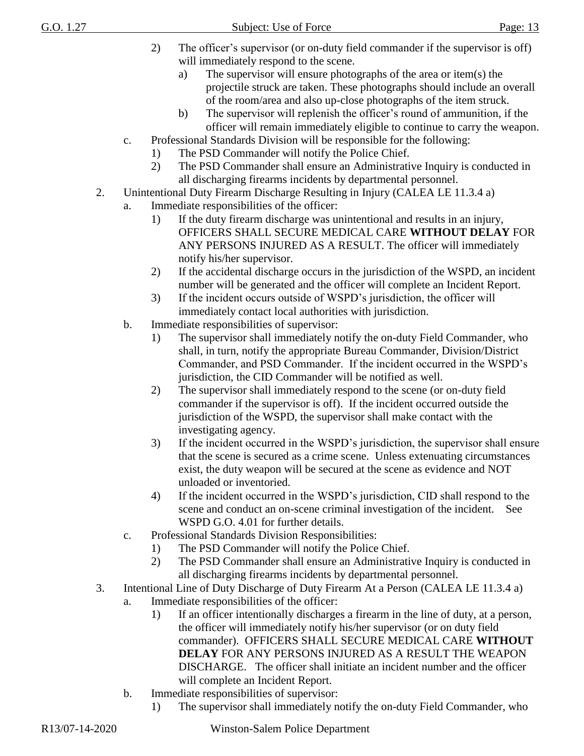2) The officer's supervisor (or on-duty field commander if the supervisor is off) will immediately respond to the scene.
   a) The supervisor will ensure photographs of the area or item(s) the projectile struck are taken. These photographs should include an overall of the room/area and also up-close photographs of the item struck.
   b) The supervisor will replenish the officer's round of ammunition, if the officer will remain immediately eligible to continue to carry the weapon.

c. Professional Standards Division will be responsible for the following:
   1) The PSD Commander will notify the Police Chief.
   2) The PSD Commander shall ensure an Administrative Inquiry is conducted in all discharging firearms incidents by departmental personnel.

2. Unintentional Duty Firearm Discharge Resulting in Injury (CALEA LE 11.3.4 a)
   a. Immediate responsibilities of the officer:
      1) If the duty firearm discharge was unintentional and results in an injury, OFFICERS SHALL SECURE MEDICAL CARE **WITHOUT DELAY** FOR ANY PERSONS INJURED AS A RESULT. The officer will immediately notify his/her supervisor.
      2) If the accidental discharge occurs in the jurisdiction of the WSPD, an incident number will be generated and the officer will complete an Incident Report.
      3) If the incident occurs outside of WSPD's jurisdiction, the officer will immediately contact local authorities with jurisdiction.
   b. Immediate responsibilities of supervisor:
      1) The supervisor shall immediately notify the on-duty Field Commander, who shall, in turn, notify the appropriate Bureau Commander, Division/District Commander, and PSD Commander. If the incident occurred in the WSPD's jurisdiction, the CID Commander will be notified as well.
      2) The supervisor shall immediately respond to the scene (or on-duty field commander if the supervisor is off). If the incident occurred outside the jurisdiction of the WSPD, the supervisor shall make contact with the investigating agency.
      3) If the incident occurred in the WSPD's jurisdiction, the supervisor shall ensure that the scene is secured as a crime scene. Unless extenuating circumstances exist, the duty weapon will be secured at the scene as evidence and NOT unloaded or inventoried.
      4) If the incident occurred in the WSPD's jurisdiction, CID shall respond to the scene and conduct an on-scene criminal investigation of the incident. See WSPD G.O. 4.01 for further details.
   c. Professional Standards Division Responsibilities:
      1) The PSD Commander will notify the Police Chief.
      2) The PSD Commander shall ensure an Administrative Inquiry is conducted in all discharging firearms incidents by departmental personnel.

3. Intentional Line of Duty Discharge of Duty Firearm At a Person (CALEA LE 11.3.4 a)
   a. Immediate responsibilities of the officer:
      1) If an officer intentionally discharges a firearm in the line of duty, at a person, the officer will immediately notify his/her supervisor (or on duty field commander). OFFICERS SHALL SECURE MEDICAL CARE **WITHOUT DELAY** FOR ANY PERSONS INJURED AS A RESULT THE WEAPON DISCHARGE. The officer shall initiate an incident number and the officer will complete an Incident Report.
   b. Immediate responsibilities of supervisor:
      1) The supervisor shall immediately notify the on-duty Field Commander, who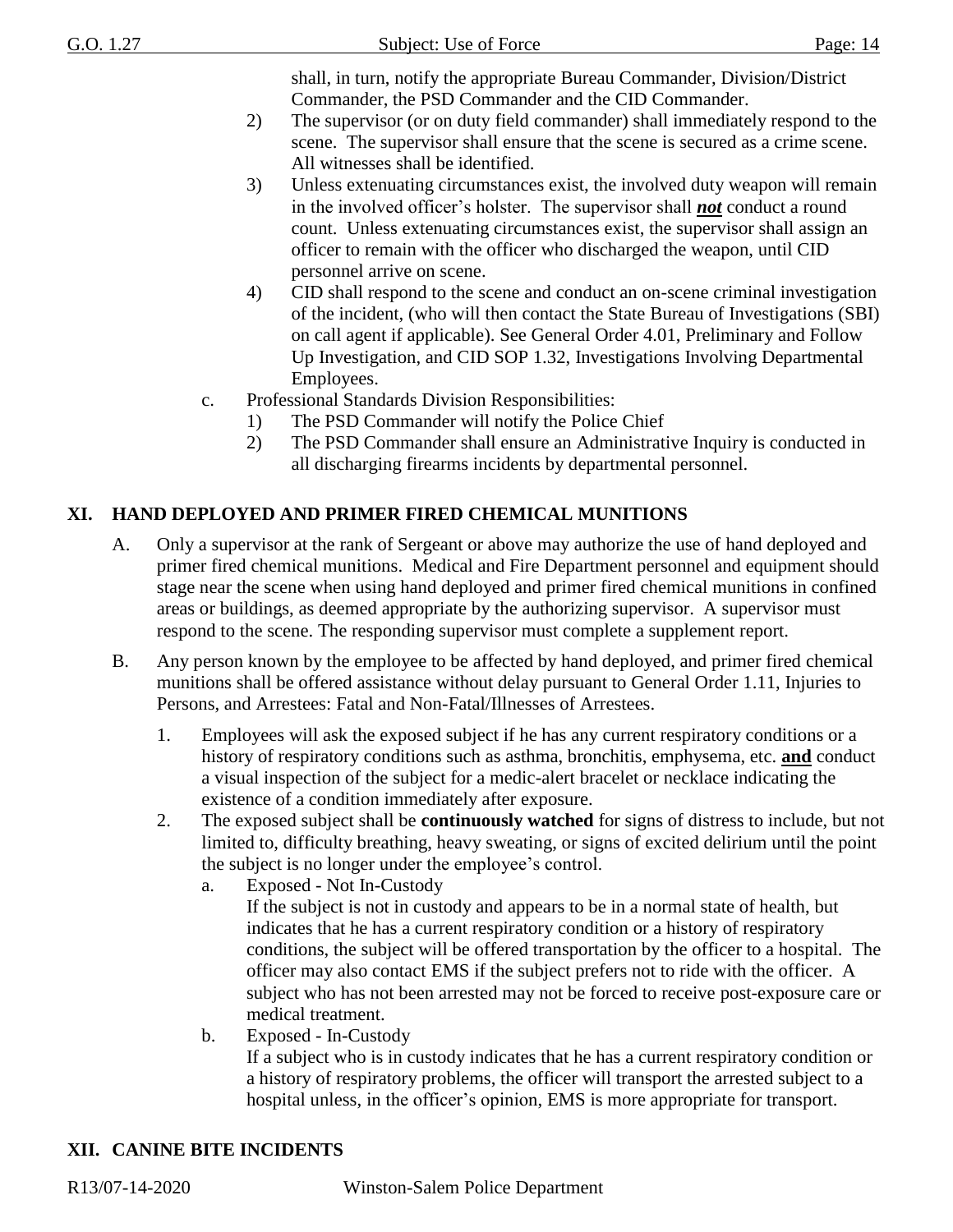shall, in turn, notify the appropriate Bureau Commander, Division/District Commander, the PSD Commander and the CID Commander.

2) The supervisor (or on duty field commander) shall immediately respond to the scene. The supervisor shall ensure that the scene is secured as a crime scene. All witnesses shall be identified.

3) Unless extenuating circumstances exist, the involved duty weapon will remain in the involved officer's holster. The supervisor shall ***not*** conduct a round count. Unless extenuating circumstances exist, the supervisor shall assign an officer to remain with the officer who discharged the weapon, until CID personnel arrive on scene.

4) CID shall respond to the scene and conduct an on-scene criminal investigation of the incident, (who will then contact the State Bureau of Investigations (SBI) on call agent if applicable). See General Order 4.01, Preliminary and Follow Up Investigation, and CID SOP 1.32, Investigations Involving Departmental Employees.

c. Professional Standards Division Responsibilities:

1) The PSD Commander will notify the Police Chief

2) The PSD Commander shall ensure an Administrative Inquiry is conducted in all discharging firearms incidents by departmental personnel.

## XI. HAND DEPLOYED AND PRIMER FIRED CHEMICAL MUNITIONS

A. Only a supervisor at the rank of Sergeant or above may authorize the use of hand deployed and primer fired chemical munitions. Medical and Fire Department personnel and equipment should stage near the scene when using hand deployed and primer fired chemical munitions in confined areas or buildings, as deemed appropriate by the authorizing supervisor. A supervisor must respond to the scene. The responding supervisor must complete a supplement report.

B. Any person known by the employee to be affected by hand deployed, and primer fired chemical munitions shall be offered assistance without delay pursuant to General Order 1.11, Injuries to Persons, and Arrestees: Fatal and Non-Fatal/Illnesses of Arrestees.

1. Employees will ask the exposed subject if he has any current respiratory conditions or a history of respiratory conditions such as asthma, bronchitis, emphysema, etc. **and** conduct a visual inspection of the subject for a medic-alert bracelet or necklace indicating the existence of a condition immediately after exposure.

2. The exposed subject shall be **continuously watched** for signs of distress to include, but not limited to, difficulty breathing, heavy sweating, or signs of excited delirium until the point the subject is no longer under the employee's control.

a. Exposed - Not In-Custody
If the subject is not in custody and appears to be in a normal state of health, but indicates that he has a current respiratory condition or a history of respiratory conditions, the subject will be offered transportation by the officer to a hospital. The officer may also contact EMS if the subject prefers not to ride with the officer. A subject who has not been arrested may not be forced to receive post-exposure care or medical treatment.

b. Exposed - In-Custody
If a subject who is in custody indicates that he has a current respiratory condition or a history of respiratory problems, the officer will transport the arrested subject to a hospital unless, in the officer's opinion, EMS is more appropriate for transport.

## XII. CANINE BITE INCIDENTS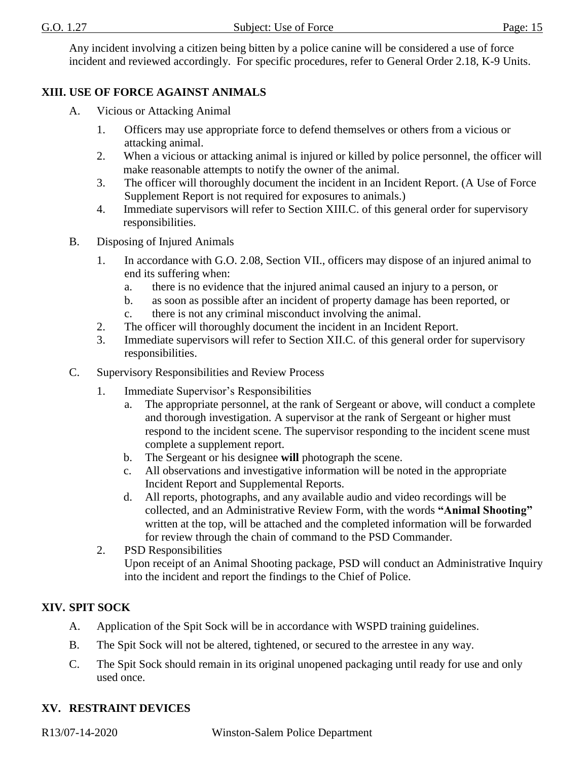Any incident involving a citizen being bitten by a police canine will be considered a use of force incident and reviewed accordingly. For specific procedures, refer to General Order 2.18, K-9 Units.

## XIII. USE OF FORCE AGAINST ANIMALS

A. Vicious or Attacking Animal

1. Officers may use appropriate force to defend themselves or others from a vicious or attacking animal.
2. When a vicious or attacking animal is injured or killed by police personnel, the officer will make reasonable attempts to notify the owner of the animal.
3. The officer will thoroughly document the incident in an Incident Report. (A Use of Force Supplement Report is not required for exposures to animals.)
4. Immediate supervisors will refer to Section XIII.C. of this general order for supervisory responsibilities.

B. Disposing of Injured Animals

1. In accordance with G.O. 2.08, Section VII., officers may dispose of an injured animal to end its suffering when:
   a. there is no evidence that the injured animal caused an injury to a person, or
   b. as soon as possible after an incident of property damage has been reported, or
   c. there is not any criminal misconduct involving the animal.
2. The officer will thoroughly document the incident in an Incident Report.
3. Immediate supervisors will refer to Section XII.C. of this general order for supervisory responsibilities.

C. Supervisory Responsibilities and Review Process

1. Immediate Supervisor's Responsibilities
   a. The appropriate personnel, at the rank of Sergeant or above, will conduct a complete and thorough investigation. A supervisor at the rank of Sergeant or higher must respond to the incident scene. The supervisor responding to the incident scene must complete a supplement report.
   b. The Sergeant or his designee **will** photograph the scene.
   c. All observations and investigative information will be noted in the appropriate Incident Report and Supplemental Reports.
   d. All reports, photographs, and any available audio and video recordings will be collected, and an Administrative Review Form, with the words **"Animal Shooting"** written at the top, will be attached and the completed information will be forwarded for review through the chain of command to the PSD Commander.
2. PSD Responsibilities
   Upon receipt of an Animal Shooting package, PSD will conduct an Administrative Inquiry into the incident and report the findings to the Chief of Police.

## XIV. SPIT SOCK

A. Application of the Spit Sock will be in accordance with WSPD training guidelines.

B. The Spit Sock will not be altered, tightened, or secured to the arrestee in any way.

C. The Spit Sock should remain in its original unopened packaging until ready for use and only used once.

## XV. RESTRAINT DEVICES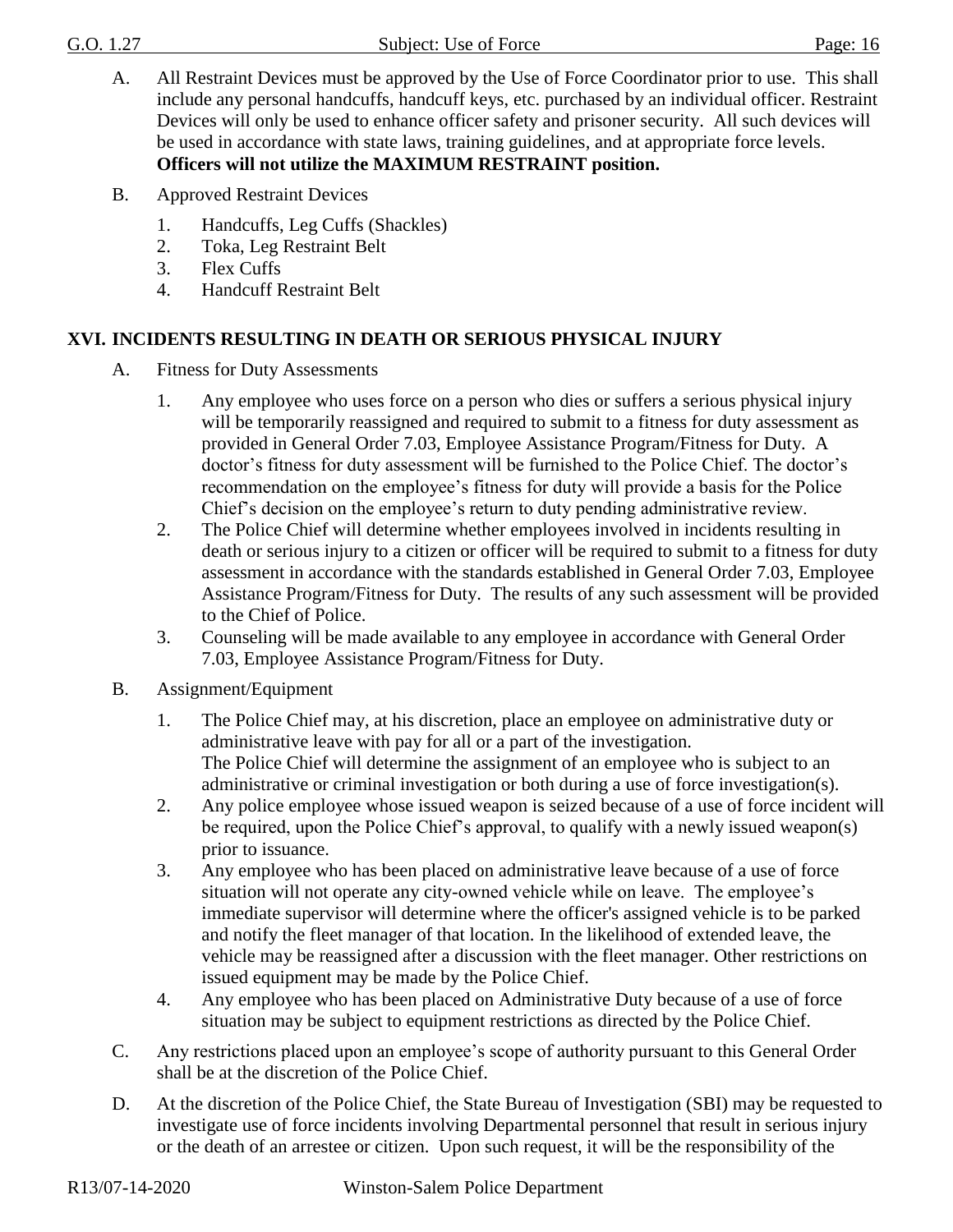A. All Restraint Devices must be approved by the Use of Force Coordinator prior to use. This shall include any personal handcuffs, handcuff keys, etc. purchased by an individual officer. Restraint Devices will only be used to enhance officer safety and prisoner security. All such devices will be used in accordance with state laws, training guidelines, and at appropriate force levels. **Officers will not utilize the MAXIMUM RESTRAINT position.**

B. Approved Restraint Devices

1. Handcuffs, Leg Cuffs (Shackles)
2. Toka, Leg Restraint Belt
3. Flex Cuffs
4. Handcuff Restraint Belt

## XVI. INCIDENTS RESULTING IN DEATH OR SERIOUS PHYSICAL INJURY

A. Fitness for Duty Assessments

1. Any employee who uses force on a person who dies or suffers a serious physical injury will be temporarily reassigned and required to submit to a fitness for duty assessment as provided in General Order 7.03, Employee Assistance Program/Fitness for Duty. A doctor's fitness for duty assessment will be furnished to the Police Chief. The doctor's recommendation on the employee's fitness for duty will provide a basis for the Police Chief's decision on the employee's return to duty pending administrative review.
2. The Police Chief will determine whether employees involved in incidents resulting in death or serious injury to a citizen or officer will be required to submit to a fitness for duty assessment in accordance with the standards established in General Order 7.03, Employee Assistance Program/Fitness for Duty. The results of any such assessment will be provided to the Chief of Police.
3. Counseling will be made available to any employee in accordance with General Order 7.03, Employee Assistance Program/Fitness for Duty.

B. Assignment/Equipment

1. The Police Chief may, at his discretion, place an employee on administrative duty or administrative leave with pay for all or a part of the investigation.
   The Police Chief will determine the assignment of an employee who is subject to an administrative or criminal investigation or both during a use of force investigation(s).
2. Any police employee whose issued weapon is seized because of a use of force incident will be required, upon the Police Chief's approval, to qualify with a newly issued weapon(s) prior to issuance.
3. Any employee who has been placed on administrative leave because of a use of force situation will not operate any city-owned vehicle while on leave. The employee's immediate supervisor will determine where the officer's assigned vehicle is to be parked and notify the fleet manager of that location. In the likelihood of extended leave, the vehicle may be reassigned after a discussion with the fleet manager. Other restrictions on issued equipment may be made by the Police Chief.
4. Any employee who has been placed on Administrative Duty because of a use of force situation may be subject to equipment restrictions as directed by the Police Chief.

C. Any restrictions placed upon an employee's scope of authority pursuant to this General Order shall be at the discretion of the Police Chief.

D. At the discretion of the Police Chief, the State Bureau of Investigation (SBI) may be requested to investigate use of force incidents involving Departmental personnel that result in serious injury or the death of an arrestee or citizen. Upon such request, it will be the responsibility of the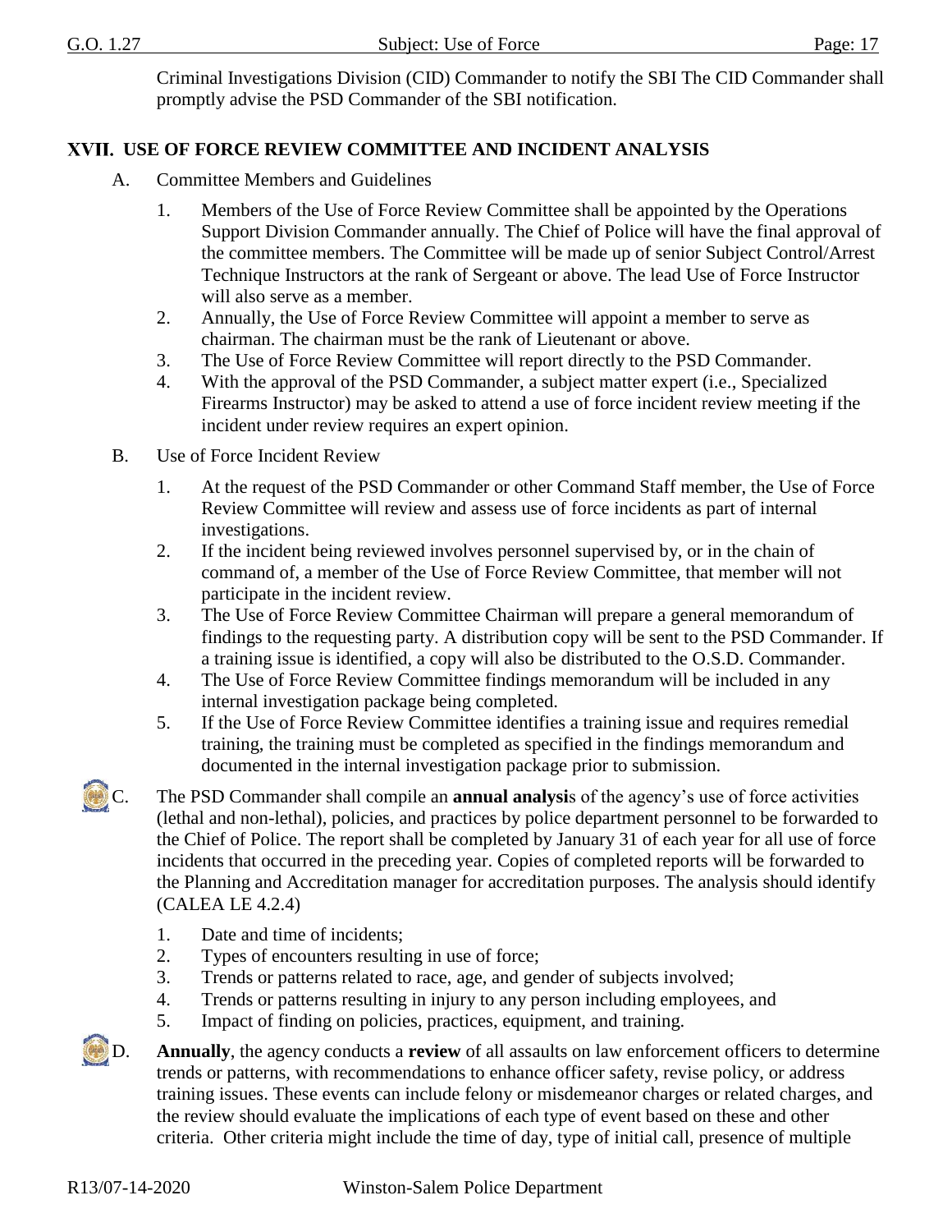Criminal Investigations Division (CID) Commander to notify the SBI The CID Commander shall promptly advise the PSD Commander of the SBI notification.

## XVII. USE OF FORCE REVIEW COMMITTEE AND INCIDENT ANALYSIS

A. Committee Members and Guidelines

1. Members of the Use of Force Review Committee shall be appointed by the Operations Support Division Commander annually. The Chief of Police will have the final approval of the committee members. The Committee will be made up of senior Subject Control/Arrest Technique Instructors at the rank of Sergeant or above. The lead Use of Force Instructor will also serve as a member.
2. Annually, the Use of Force Review Committee will appoint a member to serve as chairman. The chairman must be the rank of Lieutenant or above.
3. The Use of Force Review Committee will report directly to the PSD Commander.
4. With the approval of the PSD Commander, a subject matter expert (i.e., Specialized Firearms Instructor) may be asked to attend a use of force incident review meeting if the incident under review requires an expert opinion.

B. Use of Force Incident Review

1. At the request of the PSD Commander or other Command Staff member, the Use of Force Review Committee will review and assess use of force incidents as part of internal investigations.
2. If the incident being reviewed involves personnel supervised by, or in the chain of command of, a member of the Use of Force Review Committee, that member will not participate in the incident review.
3. The Use of Force Review Committee Chairman will prepare a general memorandum of findings to the requesting party. A distribution copy will be sent to the PSD Commander. If a training issue is identified, a copy will also be distributed to the O.S.D. Commander.
4. The Use of Force Review Committee findings memorandum will be included in any internal investigation package being completed.
5. If the Use of Force Review Committee identifies a training issue and requires remedial training, the training must be completed as specified in the findings memorandum and documented in the internal investigation package prior to submission.

C. The PSD Commander shall compile an **annual analysi**s of the agency's use of force activities (lethal and non-lethal), policies, and practices by police department personnel to be forwarded to the Chief of Police. The report shall be completed by January 31 of each year for all use of force incidents that occurred in the preceding year. Copies of completed reports will be forwarded to the Planning and Accreditation manager for accreditation purposes. The analysis should identify (CALEA LE 4.2.4)

1. Date and time of incidents;
2. Types of encounters resulting in use of force;
3. Trends or patterns related to race, age, and gender of subjects involved;
4. Trends or patterns resulting in injury to any person including employees, and
5. Impact of finding on policies, practices, equipment, and training.

D. **Annually**, the agency conducts a **review** of all assaults on law enforcement officers to determine trends or patterns, with recommendations to enhance officer safety, revise policy, or address training issues. These events can include felony or misdemeanor charges or related charges, and the review should evaluate the implications of each type of event based on these and other criteria. Other criteria might include the time of day, type of initial call, presence of multiple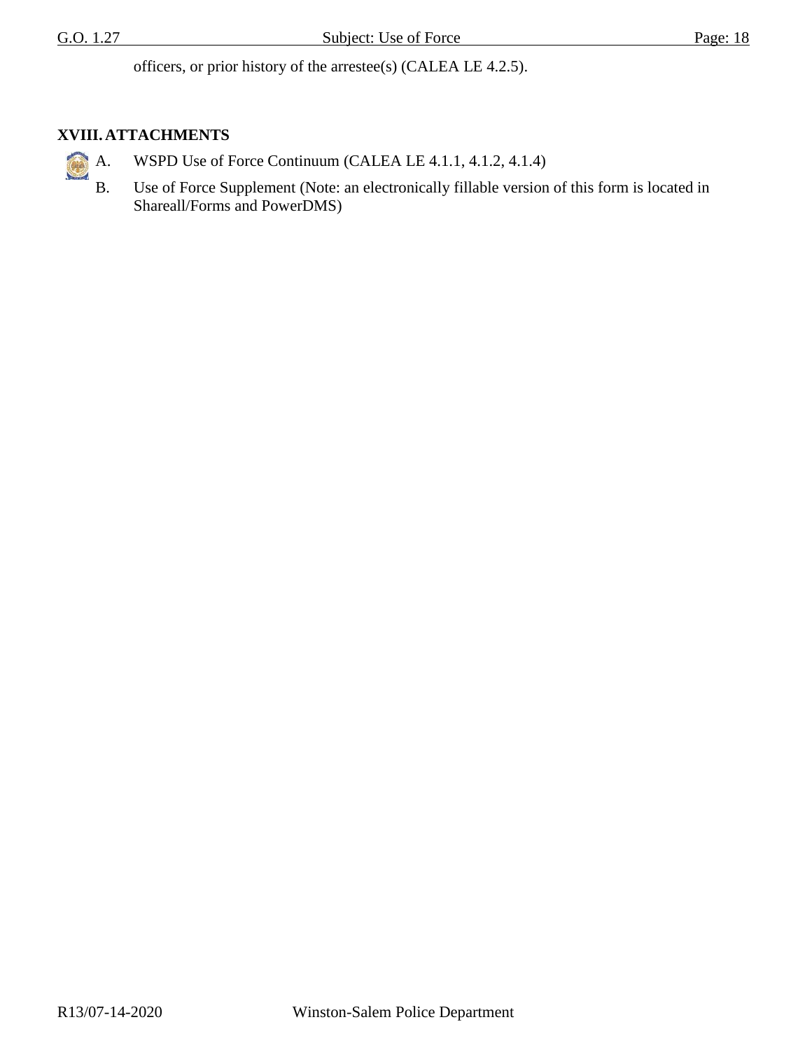officers, or prior history of the arrestee(s) (CALEA LE 4.2.5).

## XVIII. ATTACHMENTS

A. WSPD Use of Force Continuum (CALEA LE 4.1.1, 4.1.2, 4.1.4)

B. Use of Force Supplement (Note: an electronically fillable version of this form is located in Shareall/Forms and PowerDMS)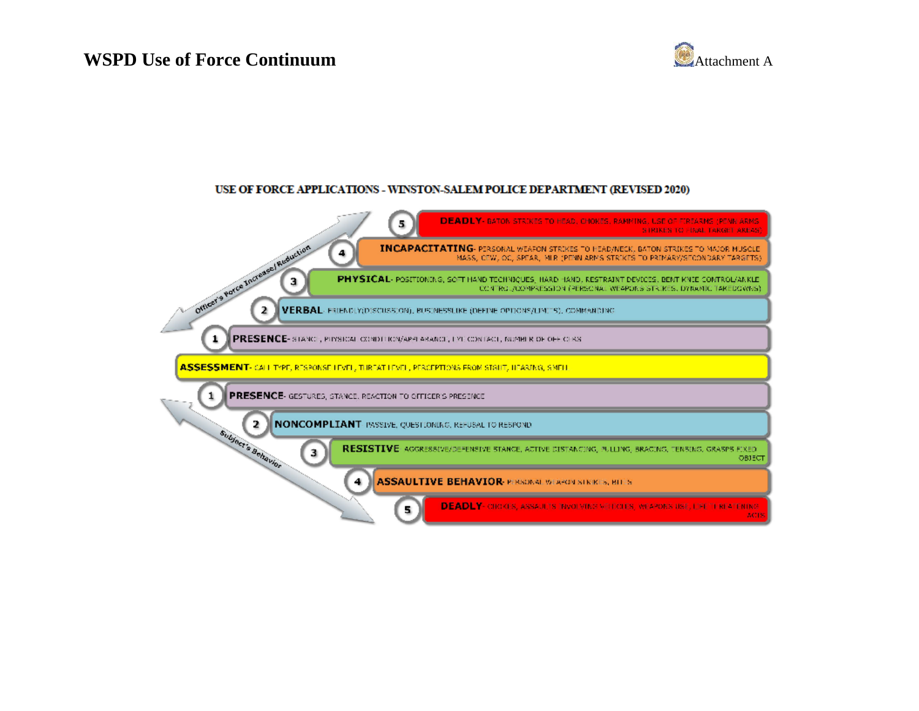# WSPD Use of Force Continuum

Attachment A

**USE OF FORCE APPLICATIONS - WINSTON-SALEM POLICE DEPARTMENT (REVISED 2020)**

*Officer's Force Increase/Reduction*

5 **DEADLY**- BATON STRIKES TO HEAD, CHOKES, RAMMING, USE OF FIREARMS (PENN ARMS STRIKES TO FINAL TARGET AREAS)

4 **INCAPACITATING**- PERSONAL WEAPON STRIKES TO HEAD/NECK, BATON STRIKES TO MAJOR MUSCLE MASS, CEW, OC, SPEAR, MLR (PENN ARMS STRIKES TO PRIMARY/SECONDARY TARGETS)

3 **PHYSICAL**- POSITIONING, SOFT HAND TECHNIQUES, HARD HAND, RESTRAINT DEVICES, BENT KNEE CONTROL/ANKLE CONTROL/COMPRESSION (PERSONAL WEAPONS STRIKES, DYNAMIC TAKEDOWNS)

2 **VERBAL**- FRIENDLY(DISCUSSION), BUSINESSLIKE (DEFINE OPTIONS/LIMITS), COMMANDING

1 **PRESENCE**- STANCE, PHYSICAL CONDITION/APPEARANCE, EYE CONTACT, NUMBER OF OFFICERS

**ASSESSMENT**- CALL TYPE, RESPONSE LEVEL, THREAT LEVEL, PERCEPTIONS FROM SIGHT, HEARING, SMELL

*Subject's Behavior*

1 **PRESENCE**- GESTURES, STANCE, REACTION TO OFFICER'S PRESENCE

2 **NONCOMPLIANT**- PASSIVE, QUESTIONING, REFUSAL TO RESPOND

3 **RESISTIVE**- AGGRESSIVE/DEFENSIVE STANCE, ACTIVE DISTANCING, PULLING, BRACING, TENSING, GRASPS FIXED OBJECT

4 **ASSAULTIVE BEHAVIOR**- PERSONAL WEAPON STRIKES, BITES

5 **DEADLY**- CHOKES, ASSAULTS INVOLVING VEHICLES, WEAPONS USE, LIFE THREATENING ACTS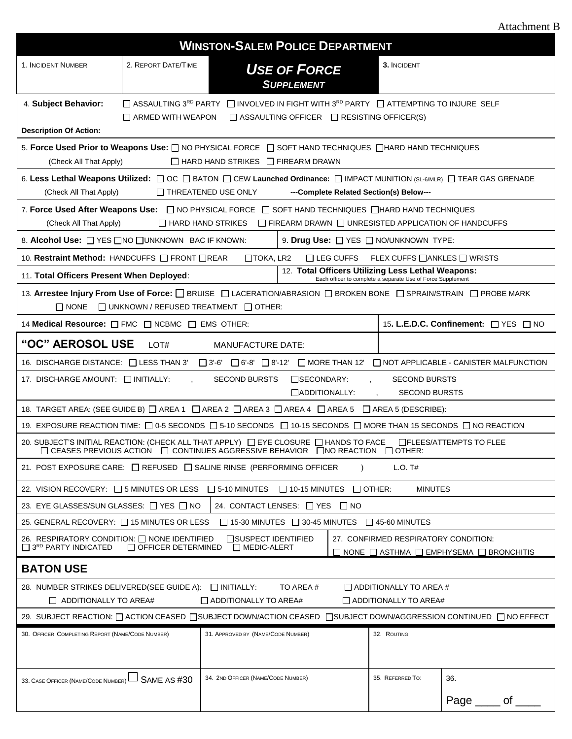Attachment B

# WINSTON-SALEM POLICE DEPARTMENT

| 1. INCIDENT NUMBER | 2. REPORT DATE/TIME | ***USE OF FORCE SUPPLEMENT*** | **3.** INCIDENT |
|---|---|---|---|
| | | | |

4. **Subject Behavior:** ☐ ASSAULTING 3RD PARTY ☐ INVOLVED IN FIGHT WITH 3RD PARTY ☐ ATTEMPTING TO INJURE SELF ☐ ARMED WITH WEAPON ☐ ASSAULTING OFFICER ☐ RESISTING OFFICER(S)

**Description Of Action:**

5. **Force Used Prior to Weapons Use:** ☐ NO PHYSICAL FORCE ☐ SOFT HAND TECHNIQUES ☐ HARD HAND TECHNIQUES ☐ HARD HAND STRIKES ☐ FIREARM DRAWN
(Check All That Apply)

6. **Less Lethal Weapons Utilized:** ☐ OC ☐ BATON ☐ CEW **Launched Ordinance:** ☐ IMPACT MUNITION (SL-6/MLR) ☐ TEAR GAS GRENADE ☐ THREATENED USE ONLY **---Complete Related Section(s) Below---**
(Check All That Apply)

7. **Force Used After Weapons Use:** ☐ NO PHYSICAL FORCE ☐ SOFT HAND TECHNIQUES ☐ HARD HAND TECHNIQUES ☐ HARD HAND STRIKES ☐ FIREARM DRAWN ☐ UNRESISTED APPLICATION OF HANDCUFFS
(Check All That Apply)

8. **Alcohol Use:** ☐ YES ☐ NO ☐ UNKNOWN BAC IF KNOWN:

9. **Drug Use:** ☐ YES ☐ NO/UNKNOWN TYPE:

10. **Restraint Method:** HANDCUFFS ☐ FRONT ☐ REAR ☐ TOKA, LR2 ☐ LEG CUFFS FLEX CUFFS ☐ ANKLES ☐ WRISTS

11. **Total Officers Present When Deployed**:

12. **Total Officers Utilizing Less Lethal Weapons:**
Each officer to complete a separate Use of Force Supplement

13. **Arrestee Injury From Use of Force:** ☐ BRUISE ☐ LACERATION/ABRASION ☐ BROKEN BONE ☐ SPRAIN/STRAIN ☐ PROBE MARK ☐ NONE ☐ UNKNOWN / REFUSED TREATMENT ☐ OTHER:

14 **Medical Resource:** ☐ FMC ☐ NCBMC ☐ EMS OTHER:

15**. L.E.D.C. Confinement:** ☐ YES ☐ NO

## "OC" AEROSOL USE

LOT# MANUFACTURE DATE:

16. DISCHARGE DISTANCE: ☐ LESS THAN 3' ☐ 3'-6' ☐ 6'-8' ☐ 8'-12' ☐ MORE THAN 12' ☐ NOT APPLICABLE - CANISTER MALFUNCTION

17. DISCHARGE AMOUNT: ☐ INITIALLY: , SECOND BURSTS ☐ SECONDARY: , SECOND BURSTS ☐ ADDITIONALLY: , SECOND BURSTS

18. TARGET AREA: (SEE GUIDE B) ☐ AREA 1 ☐ AREA 2 ☐ AREA 3 ☐ AREA 4 ☐ AREA 5 ☐ AREA 5 (DESCRIBE):

19. EXPOSURE REACTION TIME: ☐ 0-5 SECONDS ☐ 5-10 SECONDS ☐ 10-15 SECONDS ☐ MORE THAN 15 SECONDS ☐ NO REACTION

20. SUBJECT'S INITIAL REACTION: (CHECK ALL THAT APPLY) ☐ EYE CLOSURE ☐ HANDS TO FACE ☐ FLEES/ATTEMPTS TO FLEE ☐ CEASES PREVIOUS ACTION ☐ CONTINUES AGGRESSIVE BEHAVIOR ☐ NO REACTION ☐ OTHER:

21. POST EXPOSURE CARE: ☐ REFUSED ☐ SALINE RINSE (PERFORMING OFFICER ) L.O. T#

22. VISION RECOVERY: ☐ 5 MINUTES OR LESS ☐ 5-10 MINUTES ☐ 10-15 MINUTES ☐ OTHER: MINUTES

23. EYE GLASSES/SUN GLASSES: ☐ YES ☐ NO

24. CONTACT LENSES: ☐ YES ☐ NO

25. GENERAL RECOVERY: ☐ 15 MINUTES OR LESS ☐ 15-30 MINUTES ☐ 30-45 MINUTES ☐ 45-60 MINUTES

26. RESPIRATORY CONDITION: ☐ NONE IDENTIFIED ☐ SUSPECT IDENTIFIED ☐ 3RD PARTY INDICATED ☐ OFFICER DETERMINED ☐ MEDIC-ALERT

27. CONFIRMED RESPIRATORY CONDITION: ☐ NONE ☐ ASTHMA ☐ EMPHYSEMA ☐ BRONCHITIS

## BATON USE

28. NUMBER STRIKES DELIVERED(SEE GUIDE A): ☐ INITIALLY: TO AREA # ☐ ADDITIONALLY TO AREA # ☐ ADDITIONALLY TO AREA# ☐ ADDITIONALLY TO AREA# ☐ ADDITIONALLY TO AREA#

29. SUBJECT REACTION: ☐ ACTION CEASED ☐ SUBJECT DOWN/ACTION CEASED ☐ SUBJECT DOWN/AGGRESSION CONTINUED ☐ NO EFFECT

| 30. OFFICER COMPLETING REPORT (NAME/CODE NUMBER) | 31. APPROVED BY (NAME/CODE NUMBER) | 32. ROUTING | |
|---|---|---|---|
| | | | |
| 33. CASE OFFICER (NAME/CODE NUMBER) ☐ SAME AS #30 | 34. 2ND OFFICER (NAME/CODE NUMBER) | 35. REFERRED TO: | 36. Page ____ of ____ |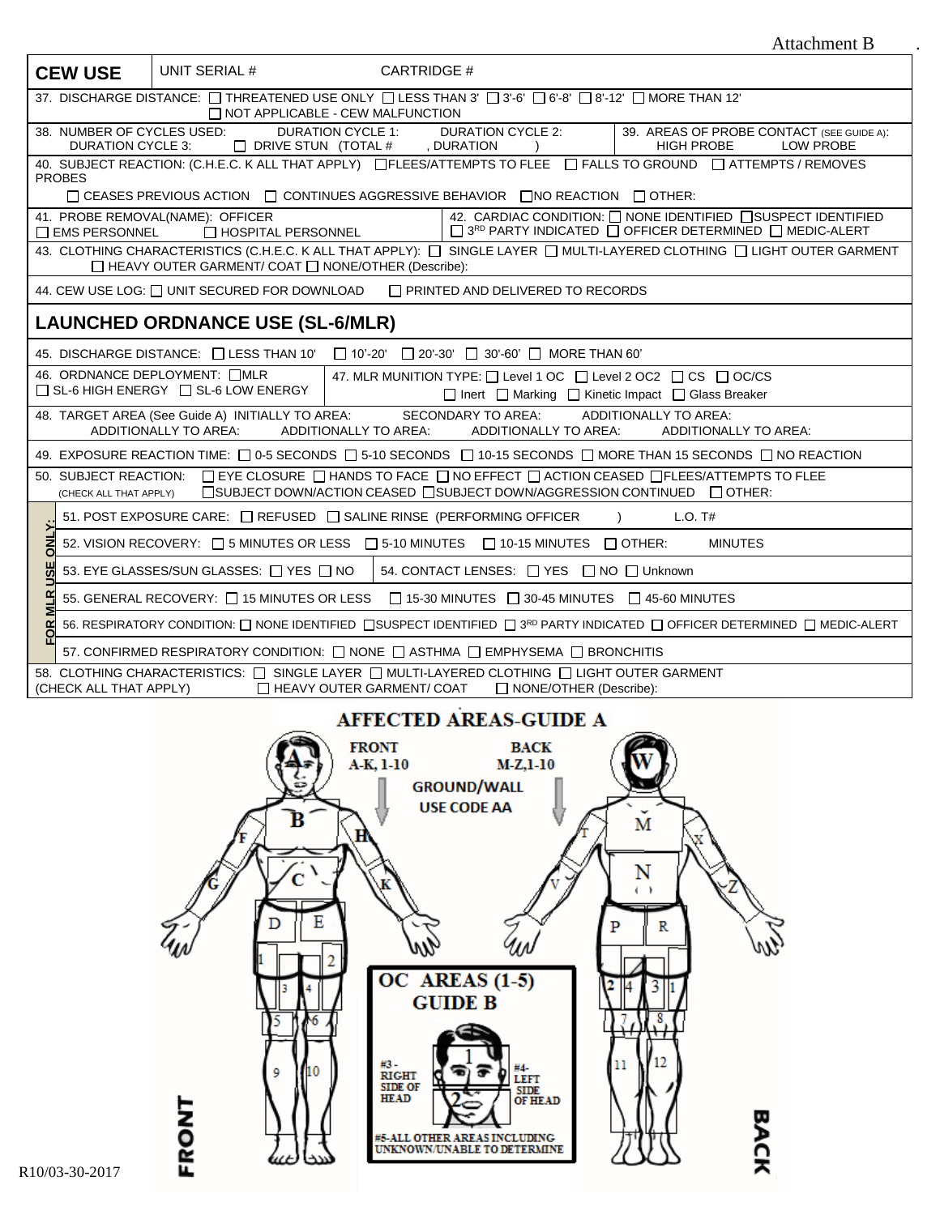Attachment B

## CEW USE

UNIT SERIAL # CARTRIDGE #

37. DISCHARGE DISTANCE: ☐ THREATENED USE ONLY ☐ LESS THAN 3' ☐ 3'-6' ☐ 6'-8' ☐ 8'-12' ☐ MORE THAN 12' ☐ NOT APPLICABLE - CEW MALFUNCTION

38. NUMBER OF CYCLES USED: DURATION CYCLE 1: DURATION CYCLE 2: DURATION CYCLE 3: ☐ DRIVE STUN (TOTAL # , DURATION )

39. AREAS OF PROBE CONTACT (SEE GUIDE A): HIGH PROBE LOW PROBE

40. SUBJECT REACTION: (C.H.E.C. K ALL THAT APPLY) ☐ FLEES/ATTEMPTS TO FLEE ☐ FALLS TO GROUND ☐ ATTEMPTS / REMOVES PROBES ☐ CEASES PREVIOUS ACTION ☐ CONTINUES AGGRESSIVE BEHAVIOR ☐ NO REACTION ☐ OTHER:

41. PROBE REMOVAL(NAME): OFFICER ☐ EMS PERSONNEL ☐ HOSPITAL PERSONNEL

42. CARDIAC CONDITION: ☐ NONE IDENTIFIED ☐ SUSPECT IDENTIFIED ☐ 3RD PARTY INDICATED ☐ OFFICER DETERMINED ☐ MEDIC-ALERT

43. CLOTHING CHARACTERISTICS (C.H.E.C. K ALL THAT APPLY): ☐ SINGLE LAYER ☐ MULTI-LAYERED CLOTHING ☐ LIGHT OUTER GARMENT ☐ HEAVY OUTER GARMENT/ COAT ☐ NONE/OTHER (Describe):

44. CEW USE LOG: ☐ UNIT SECURED FOR DOWNLOAD ☐ PRINTED AND DELIVERED TO RECORDS

## LAUNCHED ORDNANCE USE (SL-6/MLR)

45. DISCHARGE DISTANCE: ☐ LESS THAN 10' ☐ 10'-20' ☐ 20'-30' ☐ 30'-60' ☐ MORE THAN 60'

46. ORDNANCE DEPLOYMENT: ☐ MLR ☐ SL-6 HIGH ENERGY ☐ SL-6 LOW ENERGY

47. MLR MUNITION TYPE: ☐ Level 1 OC ☐ Level 2 OC2 ☐ CS ☐ OC/CS ☐ Inert ☐ Marking ☐ Kinetic Impact ☐ Glass Breaker

48. TARGET AREA (See Guide A) INITIALLY TO AREA: SECONDARY TO AREA: ADDITIONALLY TO AREA: ADDITIONALLY TO AREA: ADDITIONALLY TO AREA: ADDITIONALLY TO AREA: ADDITIONALLY TO AREA:

49. EXPOSURE REACTION TIME: ☐ 0-5 SECONDS ☐ 5-10 SECONDS ☐ 10-15 SECONDS ☐ MORE THAN 15 SECONDS ☐ NO REACTION

50. SUBJECT REACTION: (CHECK ALL THAT APPLY) ☐ EYE CLOSURE ☐ HANDS TO FACE ☐ NO EFFECT ☐ ACTION CEASED ☐ FLEES/ATTEMPTS TO FLEE ☐ SUBJECT DOWN/ACTION CEASED ☐ SUBJECT DOWN/AGGRESSION CONTINUED ☐ OTHER:

FOR MLR USE ONLY:

51. POST EXPOSURE CARE: ☐ REFUSED ☐ SALINE RINSE (PERFORMING OFFICER ) L.O. T#

52. VISION RECOVERY: ☐ 5 MINUTES OR LESS ☐ 5-10 MINUTES ☐ 10-15 MINUTES ☐ OTHER: MINUTES

53. EYE GLASSES/SUN GLASSES: ☐ YES ☐ NO

54. CONTACT LENSES: ☐ YES ☐ NO ☐ Unknown

55. GENERAL RECOVERY: ☐ 15 MINUTES OR LESS ☐ 15-30 MINUTES ☐ 30-45 MINUTES ☐ 45-60 MINUTES

56. RESPIRATORY CONDITION: ☐ NONE IDENTIFIED ☐ SUSPECT IDENTIFIED ☐ 3RD PARTY INDICATED ☐ OFFICER DETERMINED ☐ MEDIC-ALERT

57. CONFIRMED RESPIRATORY CONDITION: ☐ NONE ☐ ASTHMA ☐ EMPHYSEMA ☐ BRONCHITIS

58. CLOTHING CHARACTERISTICS: (CHECK ALL THAT APPLY) ☐ SINGLE LAYER ☐ MULTI-LAYERED CLOTHING ☐ LIGHT OUTER GARMENT ☐ HEAVY OUTER GARMENT/ COAT ☐ NONE/OTHER (Describe):

### AFFECTED AREAS-GUIDE A

FRONT A-K, 1-10

BACK M-Z, 1-10

GROUND/WALL USE CODE AA

A B C D E F G H K 1 2 3 4 5 6 9 10

W M N P R T V X Z 1 2 3 4 7 8 11 12

### OC AREAS (1-5) GUIDE B

#3 - RIGHT SIDE OF HEAD

#4- LEFT SIDE OF HEAD

1 2

#5-ALL OTHER AREAS INCLUDING UNKNOWN/UNABLE TO DETERMINE

FRONT

BACK

R10/03-30-2017